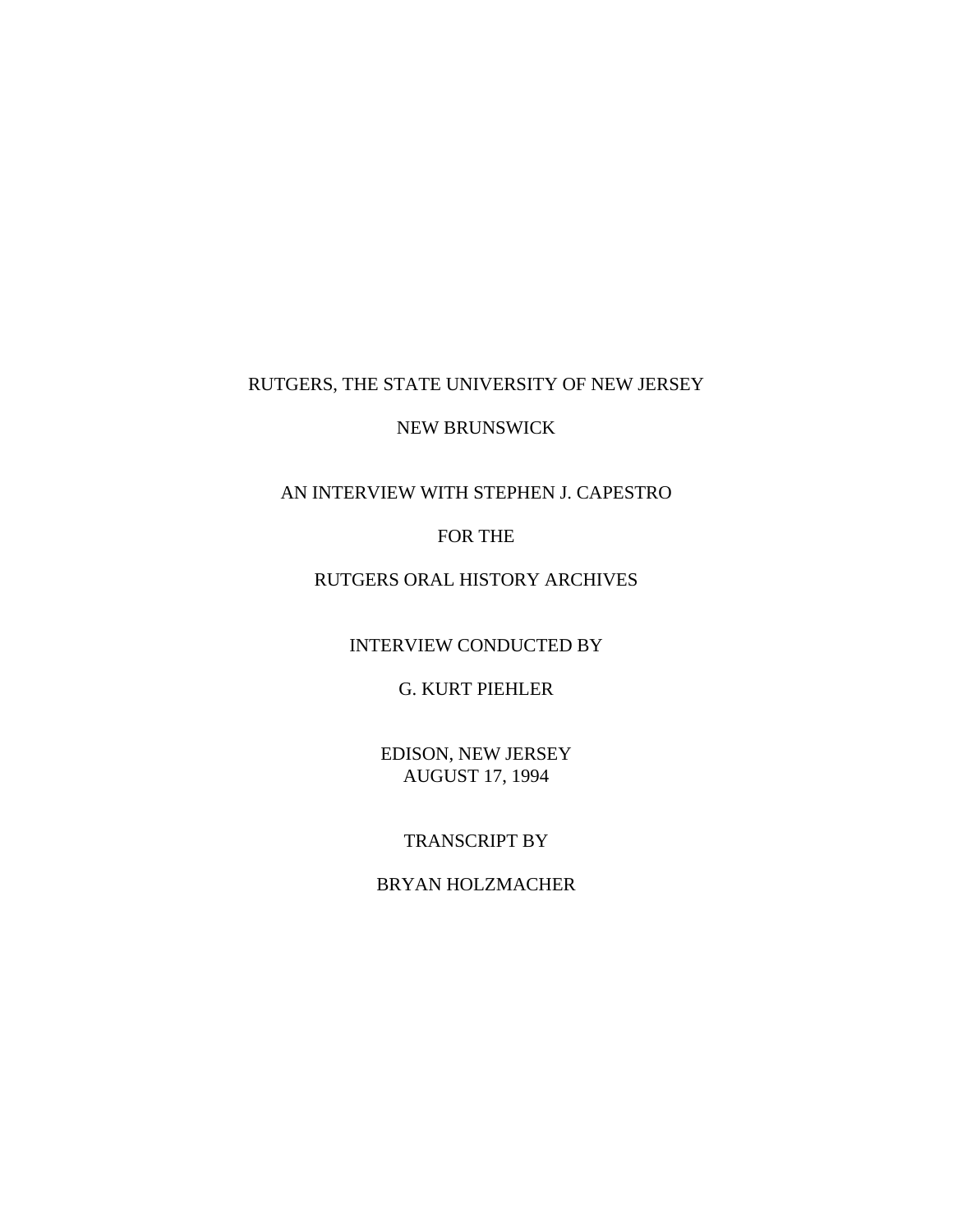RUTGERS, THE STATE UNIVERSITY OF NEW JERSEY

NEW BRUNSWICK

AN INTERVIEW WITH STEPHEN J. CAPESTRO

FOR THE

RUTGERS ORAL HISTORY ARCHIVES

INTERVIEW CONDUCTED BY

G. KURT PIEHLER

EDISON, NEW JERSEY
AUGUST 17, 1994

TRANSCRIPT BY

BRYAN HOLZMACHER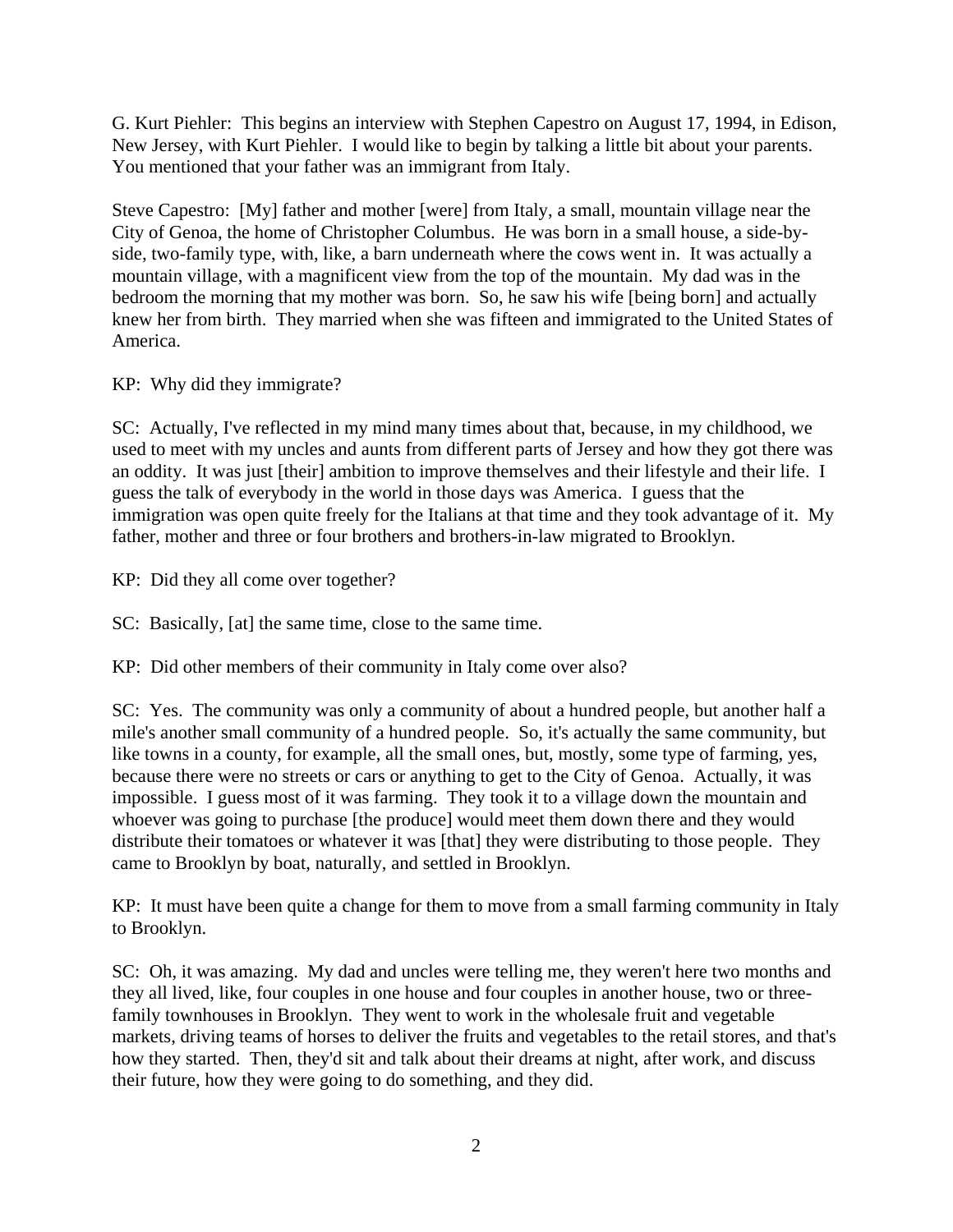G. Kurt Piehler: This begins an interview with Stephen Capestro on August 17, 1994, in Edison, New Jersey, with Kurt Piehler. I would like to begin by talking a little bit about your parents. You mentioned that your father was an immigrant from Italy.

Steve Capestro: [My] father and mother [were] from Italy, a small, mountain village near the City of Genoa, the home of Christopher Columbus. He was born in a small house, a side-by-side, two-family type, with, like, a barn underneath where the cows went in. It was actually a mountain village, with a magnificent view from the top of the mountain. My dad was in the bedroom the morning that my mother was born. So, he saw his wife [being born] and actually knew her from birth. They married when she was fifteen and immigrated to the United States of America.

KP: Why did they immigrate?

SC: Actually, I've reflected in my mind many times about that, because, in my childhood, we used to meet with my uncles and aunts from different parts of Jersey and how they got there was an oddity. It was just [their] ambition to improve themselves and their lifestyle and their life. I guess the talk of everybody in the world in those days was America. I guess that the immigration was open quite freely for the Italians at that time and they took advantage of it. My father, mother and three or four brothers and brothers-in-law migrated to Brooklyn.

KP: Did they all come over together?

SC: Basically, [at] the same time, close to the same time.

KP: Did other members of their community in Italy come over also?

SC: Yes. The community was only a community of about a hundred people, but another half a mile's another small community of a hundred people. So, it's actually the same community, but like towns in a county, for example, all the small ones, but, mostly, some type of farming, yes, because there were no streets or cars or anything to get to the City of Genoa. Actually, it was impossible. I guess most of it was farming. They took it to a village down the mountain and whoever was going to purchase [the produce] would meet them down there and they would distribute their tomatoes or whatever it was [that] they were distributing to those people. They came to Brooklyn by boat, naturally, and settled in Brooklyn.

KP: It must have been quite a change for them to move from a small farming community in Italy to Brooklyn.

SC: Oh, it was amazing. My dad and uncles were telling me, they weren't here two months and they all lived, like, four couples in one house and four couples in another house, two or three-family townhouses in Brooklyn. They went to work in the wholesale fruit and vegetable markets, driving teams of horses to deliver the fruits and vegetables to the retail stores, and that's how they started. Then, they'd sit and talk about their dreams at night, after work, and discuss their future, how they were going to do something, and they did.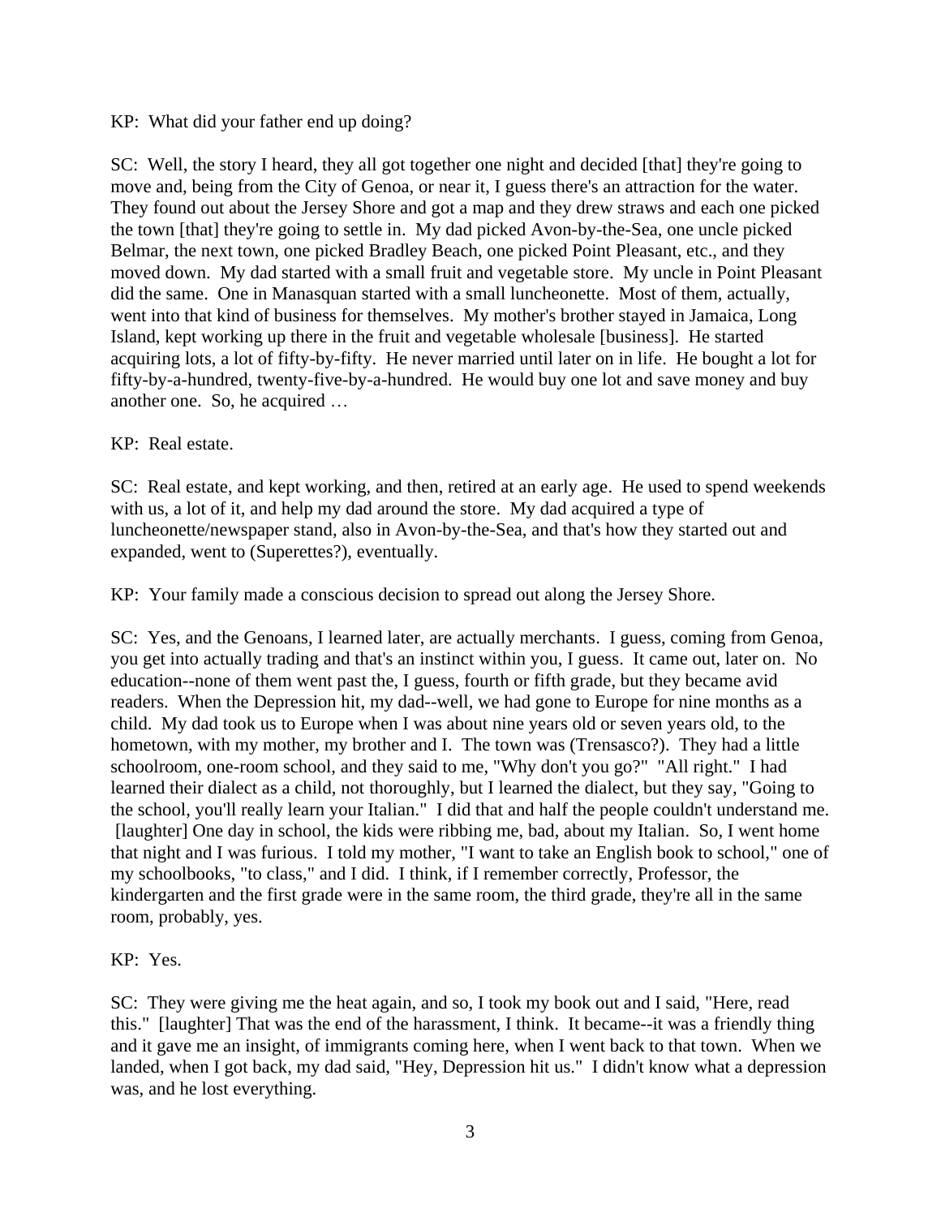KP: What did your father end up doing?

SC: Well, the story I heard, they all got together one night and decided [that] they're going to move and, being from the City of Genoa, or near it, I guess there's an attraction for the water. They found out about the Jersey Shore and got a map and they drew straws and each one picked the town [that] they're going to settle in. My dad picked Avon-by-the-Sea, one uncle picked Belmar, the next town, one picked Bradley Beach, one picked Point Pleasant, etc., and they moved down. My dad started with a small fruit and vegetable store. My uncle in Point Pleasant did the same. One in Manasquan started with a small luncheonette. Most of them, actually, went into that kind of business for themselves. My mother's brother stayed in Jamaica, Long Island, kept working up there in the fruit and vegetable wholesale [business]. He started acquiring lots, a lot of fifty-by-fifty. He never married until later on in life. He bought a lot for fifty-by-a-hundred, twenty-five-by-a-hundred. He would buy one lot and save money and buy another one. So, he acquired …

KP: Real estate.

SC: Real estate, and kept working, and then, retired at an early age. He used to spend weekends with us, a lot of it, and help my dad around the store. My dad acquired a type of luncheonette/newspaper stand, also in Avon-by-the-Sea, and that's how they started out and expanded, went to (Superettes?), eventually.

KP: Your family made a conscious decision to spread out along the Jersey Shore.

SC: Yes, and the Genoans, I learned later, are actually merchants. I guess, coming from Genoa, you get into actually trading and that's an instinct within you, I guess. It came out, later on. No education--none of them went past the, I guess, fourth or fifth grade, but they became avid readers. When the Depression hit, my dad--well, we had gone to Europe for nine months as a child. My dad took us to Europe when I was about nine years old or seven years old, to the hometown, with my mother, my brother and I. The town was (Trensasco?). They had a little schoolroom, one-room school, and they said to me, "Why don't you go?" "All right." I had learned their dialect as a child, not thoroughly, but I learned the dialect, but they say, "Going to the school, you'll really learn your Italian." I did that and half the people couldn't understand me. [laughter] One day in school, the kids were ribbing me, bad, about my Italian. So, I went home that night and I was furious. I told my mother, "I want to take an English book to school," one of my schoolbooks, "to class," and I did. I think, if I remember correctly, Professor, the kindergarten and the first grade were in the same room, the third grade, they're all in the same room, probably, yes.

KP: Yes.

SC: They were giving me the heat again, and so, I took my book out and I said, "Here, read this." [laughter] That was the end of the harassment, I think. It became--it was a friendly thing and it gave me an insight, of immigrants coming here, when I went back to that town. When we landed, when I got back, my dad said, "Hey, Depression hit us." I didn't know what a depression was, and he lost everything.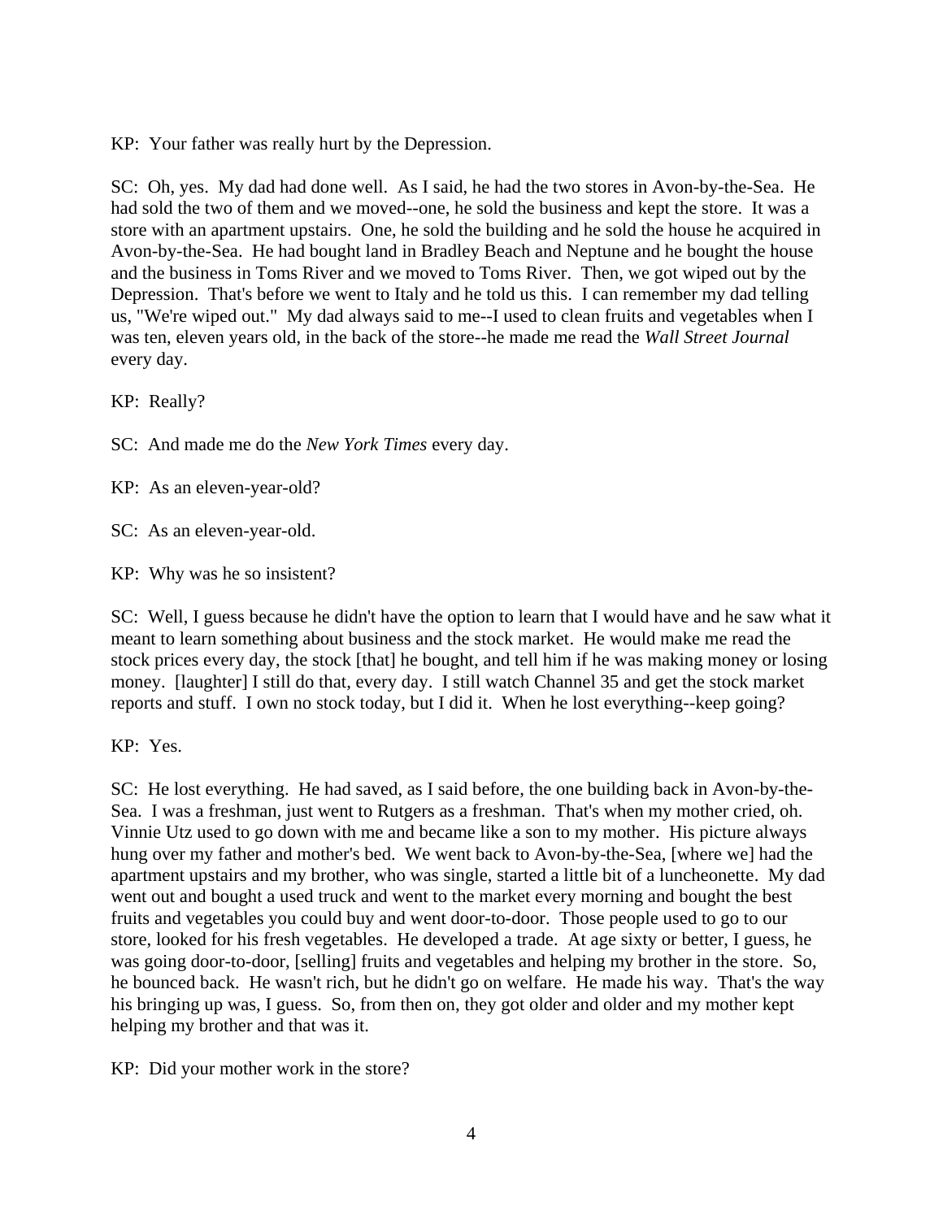KP: Your father was really hurt by the Depression.

SC: Oh, yes. My dad had done well. As I said, he had the two stores in Avon-by-the-Sea. He had sold the two of them and we moved--one, he sold the business and kept the store. It was a store with an apartment upstairs. One, he sold the building and he sold the house he acquired in Avon-by-the-Sea. He had bought land in Bradley Beach and Neptune and he bought the house and the business in Toms River and we moved to Toms River. Then, we got wiped out by the Depression. That's before we went to Italy and he told us this. I can remember my dad telling us, "We're wiped out." My dad always said to me--I used to clean fruits and vegetables when I was ten, eleven years old, in the back of the store--he made me read the *Wall Street Journal* every day.

KP: Really?

SC: And made me do the *New York Times* every day.

KP: As an eleven-year-old?

SC: As an eleven-year-old.

KP: Why was he so insistent?

SC: Well, I guess because he didn't have the option to learn that I would have and he saw what it meant to learn something about business and the stock market. He would make me read the stock prices every day, the stock [that] he bought, and tell him if he was making money or losing money. [laughter] I still do that, every day. I still watch Channel 35 and get the stock market reports and stuff. I own no stock today, but I did it. When he lost everything--keep going?

KP: Yes.

SC: He lost everything. He had saved, as I said before, the one building back in Avon-by-the-Sea. I was a freshman, just went to Rutgers as a freshman. That's when my mother cried, oh. Vinnie Utz used to go down with me and became like a son to my mother. His picture always hung over my father and mother's bed. We went back to Avon-by-the-Sea, [where we] had the apartment upstairs and my brother, who was single, started a little bit of a luncheonette. My dad went out and bought a used truck and went to the market every morning and bought the best fruits and vegetables you could buy and went door-to-door. Those people used to go to our store, looked for his fresh vegetables. He developed a trade. At age sixty or better, I guess, he was going door-to-door, [selling] fruits and vegetables and helping my brother in the store. So, he bounced back. He wasn't rich, but he didn't go on welfare. He made his way. That's the way his bringing up was, I guess. So, from then on, they got older and older and my mother kept helping my brother and that was it.

KP: Did your mother work in the store?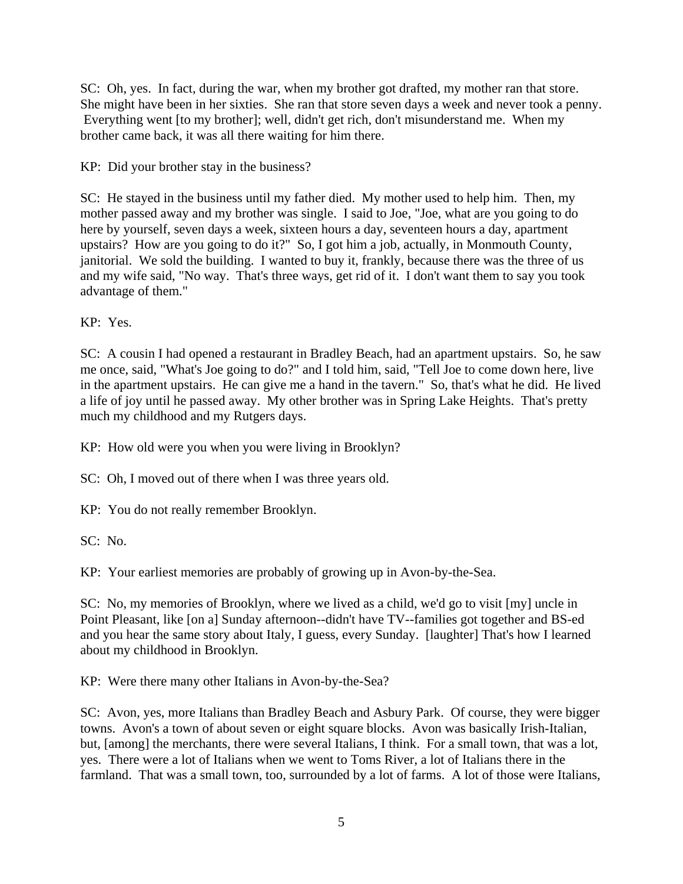SC: Oh, yes. In fact, during the war, when my brother got drafted, my mother ran that store. She might have been in her sixties. She ran that store seven days a week and never took a penny. Everything went [to my brother]; well, didn't get rich, don't misunderstand me. When my brother came back, it was all there waiting for him there.

KP: Did your brother stay in the business?

SC: He stayed in the business until my father died. My mother used to help him. Then, my mother passed away and my brother was single. I said to Joe, "Joe, what are you going to do here by yourself, seven days a week, sixteen hours a day, seventeen hours a day, apartment upstairs? How are you going to do it?" So, I got him a job, actually, in Monmouth County, janitorial. We sold the building. I wanted to buy it, frankly, because there was the three of us and my wife said, "No way. That's three ways, get rid of it. I don't want them to say you took advantage of them."

KP: Yes.

SC: A cousin I had opened a restaurant in Bradley Beach, had an apartment upstairs. So, he saw me once, said, "What's Joe going to do?" and I told him, said, "Tell Joe to come down here, live in the apartment upstairs. He can give me a hand in the tavern." So, that's what he did. He lived a life of joy until he passed away. My other brother was in Spring Lake Heights. That's pretty much my childhood and my Rutgers days.

KP: How old were you when you were living in Brooklyn?

SC: Oh, I moved out of there when I was three years old.

KP: You do not really remember Brooklyn.

SC: No.

KP: Your earliest memories are probably of growing up in Avon-by-the-Sea.

SC: No, my memories of Brooklyn, where we lived as a child, we'd go to visit [my] uncle in Point Pleasant, like [on a] Sunday afternoon--didn't have TV--families got together and BS-ed and you hear the same story about Italy, I guess, every Sunday. [laughter] That's how I learned about my childhood in Brooklyn.

KP: Were there many other Italians in Avon-by-the-Sea?

SC: Avon, yes, more Italians than Bradley Beach and Asbury Park. Of course, they were bigger towns. Avon's a town of about seven or eight square blocks. Avon was basically Irish-Italian, but, [among] the merchants, there were several Italians, I think. For a small town, that was a lot, yes. There were a lot of Italians when we went to Toms River, a lot of Italians there in the farmland. That was a small town, too, surrounded by a lot of farms. A lot of those were Italians,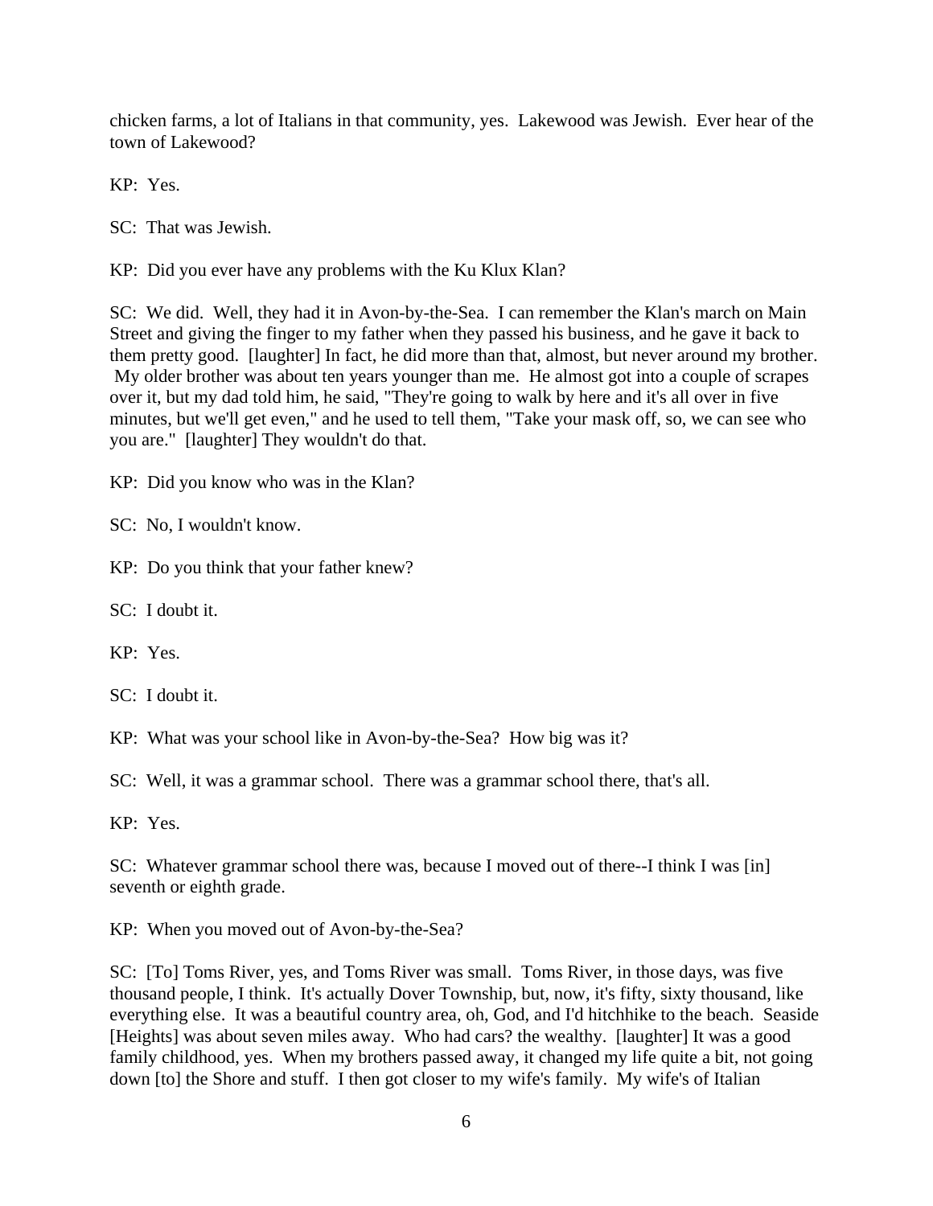chicken farms, a lot of Italians in that community, yes. Lakewood was Jewish. Ever hear of the town of Lakewood?

KP: Yes.

SC: That was Jewish.

KP: Did you ever have any problems with the Ku Klux Klan?

SC: We did. Well, they had it in Avon-by-the-Sea. I can remember the Klan's march on Main Street and giving the finger to my father when they passed his business, and he gave it back to them pretty good. [laughter] In fact, he did more than that, almost, but never around my brother. My older brother was about ten years younger than me. He almost got into a couple of scrapes over it, but my dad told him, he said, "They're going to walk by here and it's all over in five minutes, but we'll get even," and he used to tell them, "Take your mask off, so, we can see who you are." [laughter] They wouldn't do that.

KP: Did you know who was in the Klan?

SC: No, I wouldn't know.

KP: Do you think that your father knew?

SC: I doubt it.

KP: Yes.

SC: I doubt it.

KP: What was your school like in Avon-by-the-Sea? How big was it?

SC: Well, it was a grammar school. There was a grammar school there, that's all.

KP: Yes.

SC: Whatever grammar school there was, because I moved out of there--I think I was [in] seventh or eighth grade.

KP: When you moved out of Avon-by-the-Sea?

SC: [To] Toms River, yes, and Toms River was small. Toms River, in those days, was five thousand people, I think. It's actually Dover Township, but, now, it's fifty, sixty thousand, like everything else. It was a beautiful country area, oh, God, and I'd hitchhike to the beach. Seaside [Heights] was about seven miles away. Who had cars? the wealthy. [laughter] It was a good family childhood, yes. When my brothers passed away, it changed my life quite a bit, not going down [to] the Shore and stuff. I then got closer to my wife's family. My wife's of Italian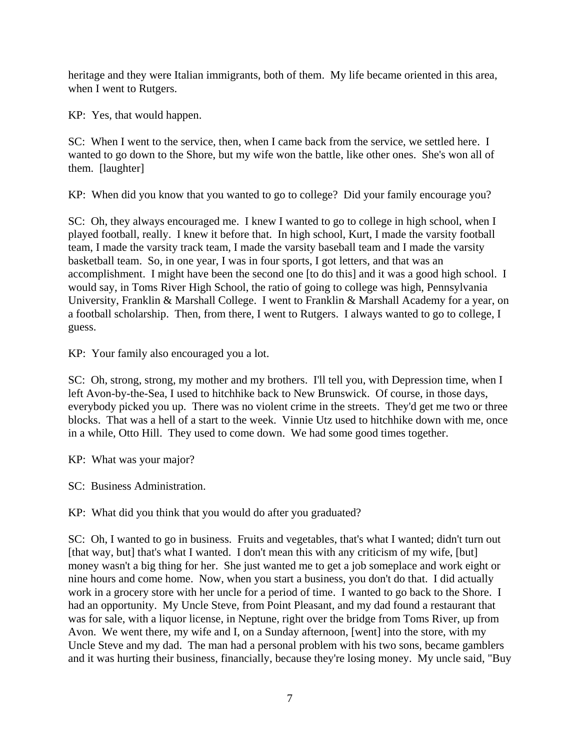heritage and they were Italian immigrants, both of them. My life became oriented in this area, when I went to Rutgers.

KP: Yes, that would happen.

SC: When I went to the service, then, when I came back from the service, we settled here. I wanted to go down to the Shore, but my wife won the battle, like other ones. She's won all of them. [laughter]

KP: When did you know that you wanted to go to college? Did your family encourage you?

SC: Oh, they always encouraged me. I knew I wanted to go to college in high school, when I played football, really. I knew it before that. In high school, Kurt, I made the varsity football team, I made the varsity track team, I made the varsity baseball team and I made the varsity basketball team. So, in one year, I was in four sports, I got letters, and that was an accomplishment. I might have been the second one [to do this] and it was a good high school. I would say, in Toms River High School, the ratio of going to college was high, Pennsylvania University, Franklin & Marshall College. I went to Franklin & Marshall Academy for a year, on a football scholarship. Then, from there, I went to Rutgers. I always wanted to go to college, I guess.

KP: Your family also encouraged you a lot.

SC: Oh, strong, strong, my mother and my brothers. I'll tell you, with Depression time, when I left Avon-by-the-Sea, I used to hitchhike back to New Brunswick. Of course, in those days, everybody picked you up. There was no violent crime in the streets. They'd get me two or three blocks. That was a hell of a start to the week. Vinnie Utz used to hitchhike down with me, once in a while, Otto Hill. They used to come down. We had some good times together.

KP: What was your major?

SC: Business Administration.

KP: What did you think that you would do after you graduated?

SC: Oh, I wanted to go in business. Fruits and vegetables, that's what I wanted; didn't turn out [that way, but] that's what I wanted. I don't mean this with any criticism of my wife, [but] money wasn't a big thing for her. She just wanted me to get a job someplace and work eight or nine hours and come home. Now, when you start a business, you don't do that. I did actually work in a grocery store with her uncle for a period of time. I wanted to go back to the Shore. I had an opportunity. My Uncle Steve, from Point Pleasant, and my dad found a restaurant that was for sale, with a liquor license, in Neptune, right over the bridge from Toms River, up from Avon. We went there, my wife and I, on a Sunday afternoon, [went] into the store, with my Uncle Steve and my dad. The man had a personal problem with his two sons, became gamblers and it was hurting their business, financially, because they're losing money. My uncle said, "Buy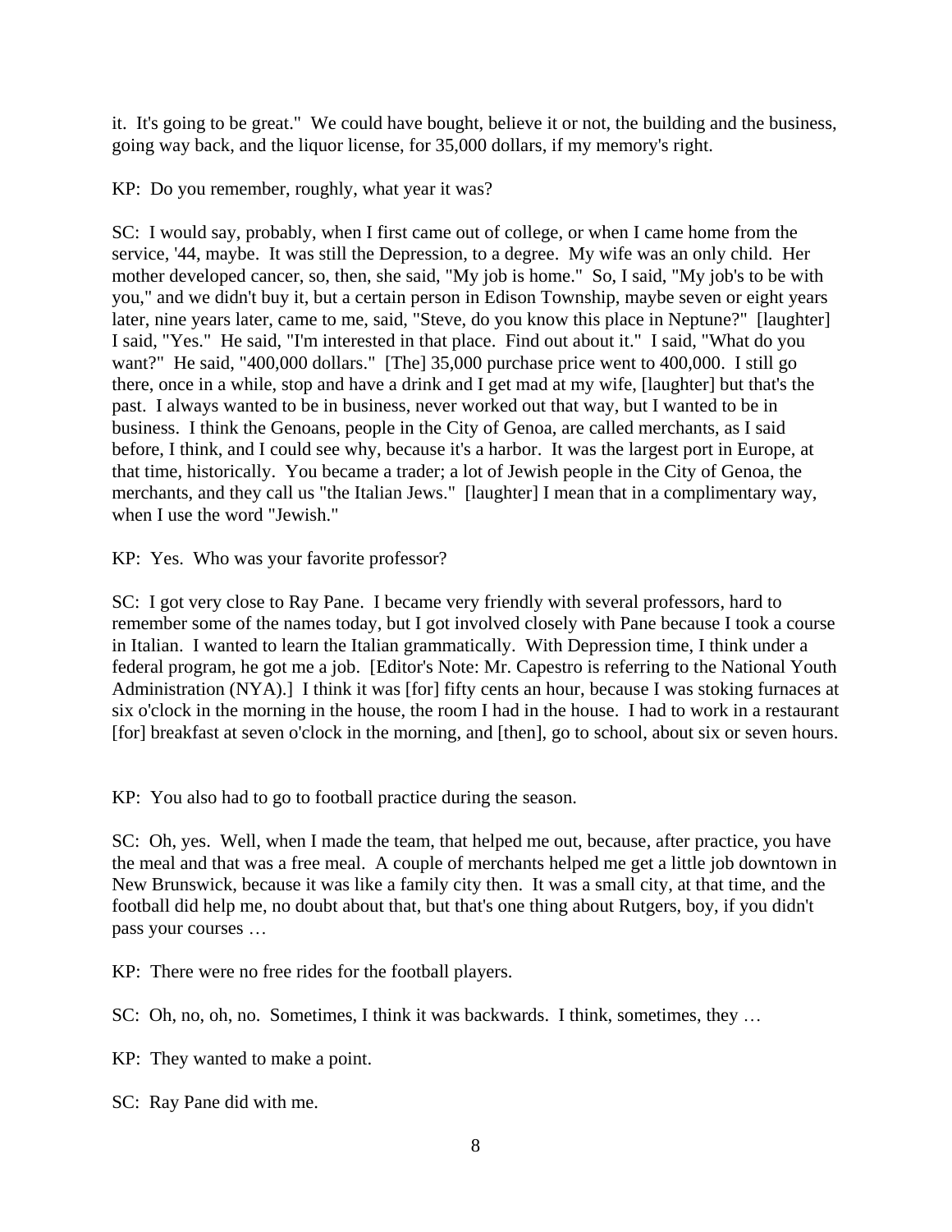it. It's going to be great." We could have bought, believe it or not, the building and the business, going way back, and the liquor license, for 35,000 dollars, if my memory's right.

KP: Do you remember, roughly, what year it was?

SC: I would say, probably, when I first came out of college, or when I came home from the service, '44, maybe. It was still the Depression, to a degree. My wife was an only child. Her mother developed cancer, so, then, she said, "My job is home." So, I said, "My job's to be with you," and we didn't buy it, but a certain person in Edison Township, maybe seven or eight years later, nine years later, came to me, said, "Steve, do you know this place in Neptune?" [laughter] I said, "Yes." He said, "I'm interested in that place. Find out about it." I said, "What do you want?" He said, "400,000 dollars." [The] 35,000 purchase price went to 400,000. I still go there, once in a while, stop and have a drink and I get mad at my wife, [laughter] but that's the past. I always wanted to be in business, never worked out that way, but I wanted to be in business. I think the Genoans, people in the City of Genoa, are called merchants, as I said before, I think, and I could see why, because it's a harbor. It was the largest port in Europe, at that time, historically. You became a trader; a lot of Jewish people in the City of Genoa, the merchants, and they call us "the Italian Jews." [laughter] I mean that in a complimentary way, when I use the word "Jewish."

KP: Yes. Who was your favorite professor?

SC: I got very close to Ray Pane. I became very friendly with several professors, hard to remember some of the names today, but I got involved closely with Pane because I took a course in Italian. I wanted to learn the Italian grammatically. With Depression time, I think under a federal program, he got me a job. [Editor's Note: Mr. Capestro is referring to the National Youth Administration (NYA).] I think it was [for] fifty cents an hour, because I was stoking furnaces at six o'clock in the morning in the house, the room I had in the house. I had to work in a restaurant [for] breakfast at seven o'clock in the morning, and [then], go to school, about six or seven hours.

KP: You also had to go to football practice during the season.

SC: Oh, yes. Well, when I made the team, that helped me out, because, after practice, you have the meal and that was a free meal. A couple of merchants helped me get a little job downtown in New Brunswick, because it was like a family city then. It was a small city, at that time, and the football did help me, no doubt about that, but that's one thing about Rutgers, boy, if you didn't pass your courses …

KP: There were no free rides for the football players.

SC: Oh, no, oh, no. Sometimes, I think it was backwards. I think, sometimes, they …

KP: They wanted to make a point.

SC: Ray Pane did with me.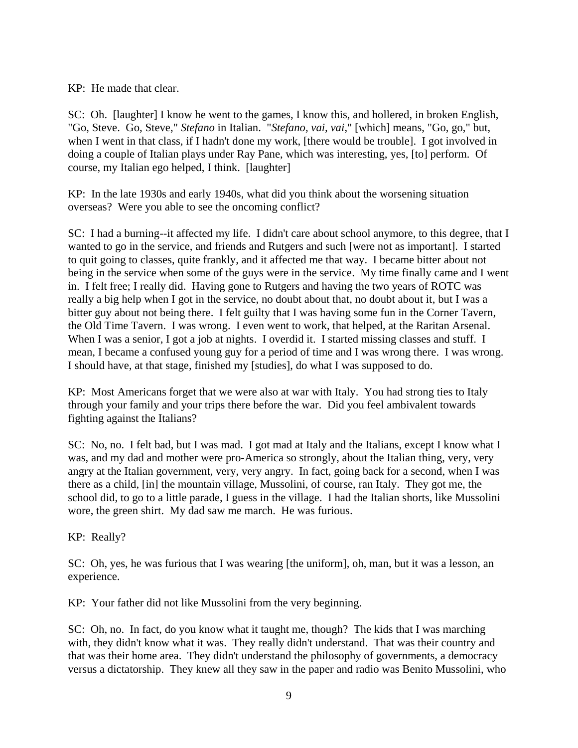KP: He made that clear.

SC: Oh. [laughter] I know he went to the games, I know this, and hollered, in broken English, "Go, Steve. Go, Steve," *Stefano* in Italian. "*Stefano, vai, vai*," [which] means, "Go, go," but, when I went in that class, if I hadn't done my work, [there would be trouble]. I got involved in doing a couple of Italian plays under Ray Pane, which was interesting, yes, [to] perform. Of course, my Italian ego helped, I think. [laughter]

KP: In the late 1930s and early 1940s, what did you think about the worsening situation overseas? Were you able to see the oncoming conflict?

SC: I had a burning--it affected my life. I didn't care about school anymore, to this degree, that I wanted to go in the service, and friends and Rutgers and such [were not as important]. I started to quit going to classes, quite frankly, and it affected me that way. I became bitter about not being in the service when some of the guys were in the service. My time finally came and I went in. I felt free; I really did. Having gone to Rutgers and having the two years of ROTC was really a big help when I got in the service, no doubt about that, no doubt about it, but I was a bitter guy about not being there. I felt guilty that I was having some fun in the Corner Tavern, the Old Time Tavern. I was wrong. I even went to work, that helped, at the Raritan Arsenal. When I was a senior, I got a job at nights. I overdid it. I started missing classes and stuff. I mean, I became a confused young guy for a period of time and I was wrong there. I was wrong. I should have, at that stage, finished my [studies], do what I was supposed to do.

KP: Most Americans forget that we were also at war with Italy. You had strong ties to Italy through your family and your trips there before the war. Did you feel ambivalent towards fighting against the Italians?

SC: No, no. I felt bad, but I was mad. I got mad at Italy and the Italians, except I know what I was, and my dad and mother were pro-America so strongly, about the Italian thing, very, very angry at the Italian government, very, very angry. In fact, going back for a second, when I was there as a child, [in] the mountain village, Mussolini, of course, ran Italy. They got me, the school did, to go to a little parade, I guess in the village. I had the Italian shorts, like Mussolini wore, the green shirt. My dad saw me march. He was furious.

KP: Really?

SC: Oh, yes, he was furious that I was wearing [the uniform], oh, man, but it was a lesson, an experience.

KP: Your father did not like Mussolini from the very beginning.

SC: Oh, no. In fact, do you know what it taught me, though? The kids that I was marching with, they didn't know what it was. They really didn't understand. That was their country and that was their home area. They didn't understand the philosophy of governments, a democracy versus a dictatorship. They knew all they saw in the paper and radio was Benito Mussolini, who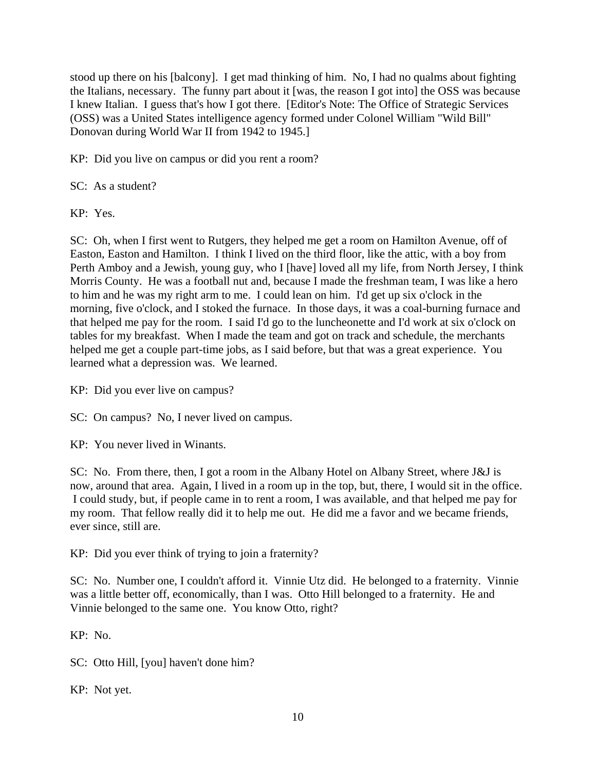stood up there on his [balcony]. I get mad thinking of him. No, I had no qualms about fighting the Italians, necessary. The funny part about it [was, the reason I got into] the OSS was because I knew Italian. I guess that's how I got there. [Editor's Note: The Office of Strategic Services (OSS) was a United States intelligence agency formed under Colonel William "Wild Bill" Donovan during World War II from 1942 to 1945.]

KP: Did you live on campus or did you rent a room?

SC: As a student?

KP: Yes.

SC: Oh, when I first went to Rutgers, they helped me get a room on Hamilton Avenue, off of Easton, Easton and Hamilton. I think I lived on the third floor, like the attic, with a boy from Perth Amboy and a Jewish, young guy, who I [have] loved all my life, from North Jersey, I think Morris County. He was a football nut and, because I made the freshman team, I was like a hero to him and he was my right arm to me. I could lean on him. I'd get up six o'clock in the morning, five o'clock, and I stoked the furnace. In those days, it was a coal-burning furnace and that helped me pay for the room. I said I'd go to the luncheonette and I'd work at six o'clock on tables for my breakfast. When I made the team and got on track and schedule, the merchants helped me get a couple part-time jobs, as I said before, but that was a great experience. You learned what a depression was. We learned.

KP: Did you ever live on campus?

SC: On campus? No, I never lived on campus.

KP: You never lived in Winants.

SC: No. From there, then, I got a room in the Albany Hotel on Albany Street, where J&J is now, around that area. Again, I lived in a room up in the top, but, there, I would sit in the office. I could study, but, if people came in to rent a room, I was available, and that helped me pay for my room. That fellow really did it to help me out. He did me a favor and we became friends, ever since, still are.

KP: Did you ever think of trying to join a fraternity?

SC: No. Number one, I couldn't afford it. Vinnie Utz did. He belonged to a fraternity. Vinnie was a little better off, economically, than I was. Otto Hill belonged to a fraternity. He and Vinnie belonged to the same one. You know Otto, right?

KP: No.

SC: Otto Hill, [you] haven't done him?

KP: Not yet.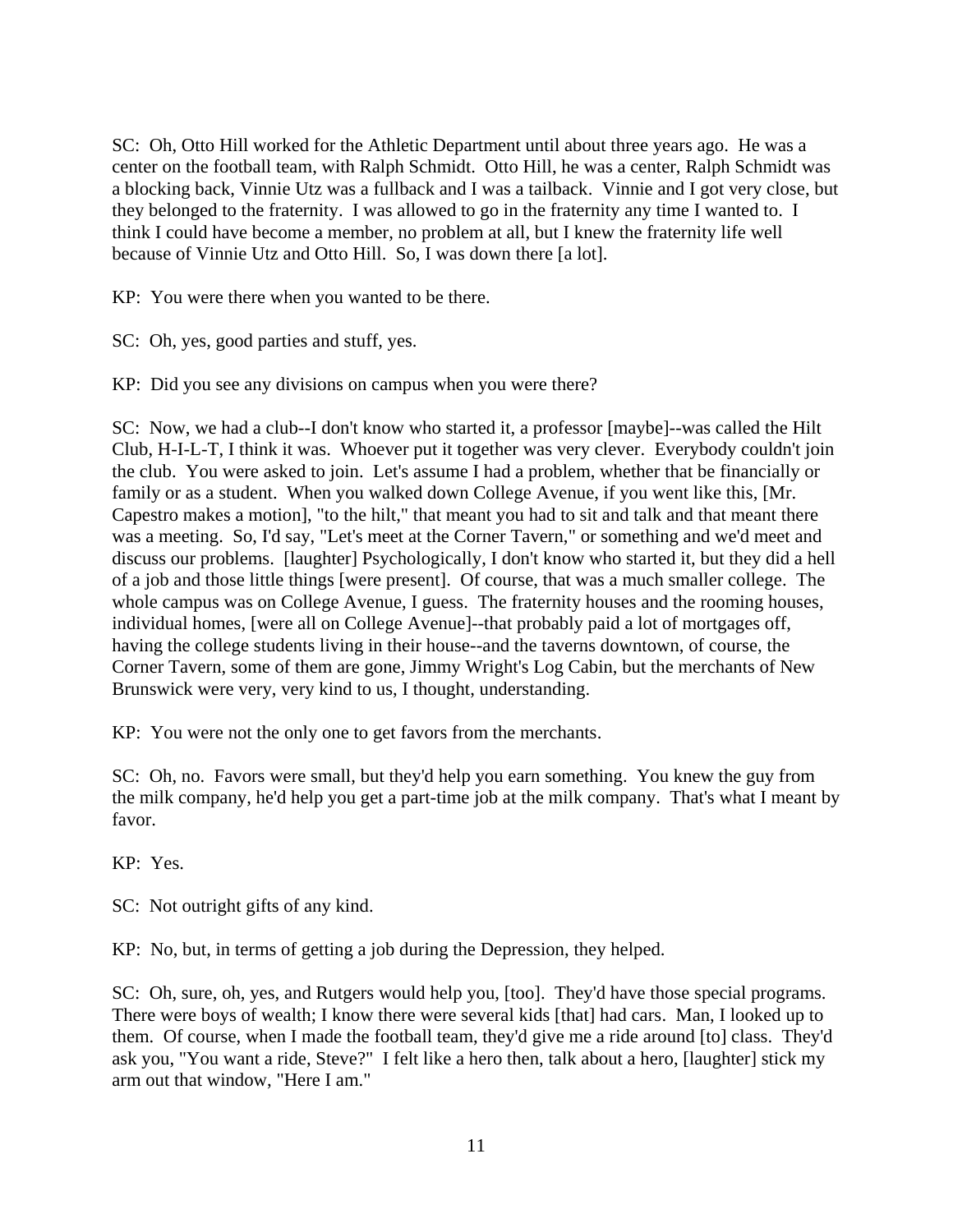SC: Oh, Otto Hill worked for the Athletic Department until about three years ago. He was a center on the football team, with Ralph Schmidt. Otto Hill, he was a center, Ralph Schmidt was a blocking back, Vinnie Utz was a fullback and I was a tailback. Vinnie and I got very close, but they belonged to the fraternity. I was allowed to go in the fraternity any time I wanted to. I think I could have become a member, no problem at all, but I knew the fraternity life well because of Vinnie Utz and Otto Hill. So, I was down there [a lot].

KP: You were there when you wanted to be there.

SC: Oh, yes, good parties and stuff, yes.

KP: Did you see any divisions on campus when you were there?

SC: Now, we had a club--I don't know who started it, a professor [maybe]--was called the Hilt Club, H-I-L-T, I think it was. Whoever put it together was very clever. Everybody couldn't join the club. You were asked to join. Let's assume I had a problem, whether that be financially or family or as a student. When you walked down College Avenue, if you went like this, [Mr. Capestro makes a motion], "to the hilt," that meant you had to sit and talk and that meant there was a meeting. So, I'd say, "Let's meet at the Corner Tavern," or something and we'd meet and discuss our problems. [laughter] Psychologically, I don't know who started it, but they did a hell of a job and those little things [were present]. Of course, that was a much smaller college. The whole campus was on College Avenue, I guess. The fraternity houses and the rooming houses, individual homes, [were all on College Avenue]--that probably paid a lot of mortgages off, having the college students living in their house--and the taverns downtown, of course, the Corner Tavern, some of them are gone, Jimmy Wright's Log Cabin, but the merchants of New Brunswick were very, very kind to us, I thought, understanding.

KP: You were not the only one to get favors from the merchants.

SC: Oh, no. Favors were small, but they'd help you earn something. You knew the guy from the milk company, he'd help you get a part-time job at the milk company. That's what I meant by favor.

KP: Yes.

SC: Not outright gifts of any kind.

KP: No, but, in terms of getting a job during the Depression, they helped.

SC: Oh, sure, oh, yes, and Rutgers would help you, [too]. They'd have those special programs. There were boys of wealth; I know there were several kids [that] had cars. Man, I looked up to them. Of course, when I made the football team, they'd give me a ride around [to] class. They'd ask you, "You want a ride, Steve?" I felt like a hero then, talk about a hero, [laughter] stick my arm out that window, "Here I am."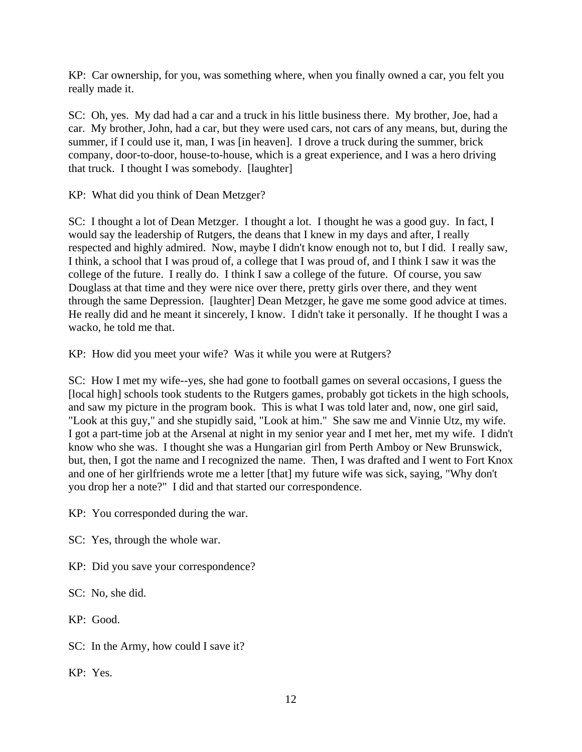KP: Car ownership, for you, was something where, when you finally owned a car, you felt you really made it.

SC: Oh, yes. My dad had a car and a truck in his little business there. My brother, Joe, had a car. My brother, John, had a car, but they were used cars, not cars of any means, but, during the summer, if I could use it, man, I was [in heaven]. I drove a truck during the summer, brick company, door-to-door, house-to-house, which is a great experience, and I was a hero driving that truck. I thought I was somebody. [laughter]

KP: What did you think of Dean Metzger?

SC: I thought a lot of Dean Metzger. I thought a lot. I thought he was a good guy. In fact, I would say the leadership of Rutgers, the deans that I knew in my days and after, I really respected and highly admired. Now, maybe I didn't know enough not to, but I did. I really saw, I think, a school that I was proud of, a college that I was proud of, and I think I saw it was the college of the future. I really do. I think I saw a college of the future. Of course, you saw Douglass at that time and they were nice over there, pretty girls over there, and they went through the same Depression. [laughter] Dean Metzger, he gave me some good advice at times. He really did and he meant it sincerely, I know. I didn't take it personally. If he thought I was a wacko, he told me that.

KP: How did you meet your wife? Was it while you were at Rutgers?

SC: How I met my wife--yes, she had gone to football games on several occasions, I guess the [local high] schools took students to the Rutgers games, probably got tickets in the high schools, and saw my picture in the program book. This is what I was told later and, now, one girl said, "Look at this guy," and she stupidly said, "Look at him." She saw me and Vinnie Utz, my wife. I got a part-time job at the Arsenal at night in my senior year and I met her, met my wife. I didn't know who she was. I thought she was a Hungarian girl from Perth Amboy or New Brunswick, but, then, I got the name and I recognized the name. Then, I was drafted and I went to Fort Knox and one of her girlfriends wrote me a letter [that] my future wife was sick, saying, "Why don't you drop her a note?" I did and that started our correspondence.

KP: You corresponded during the war.

SC: Yes, through the whole war.

KP: Did you save your correspondence?

SC: No, she did.

KP: Good.

SC: In the Army, how could I save it?

KP: Yes.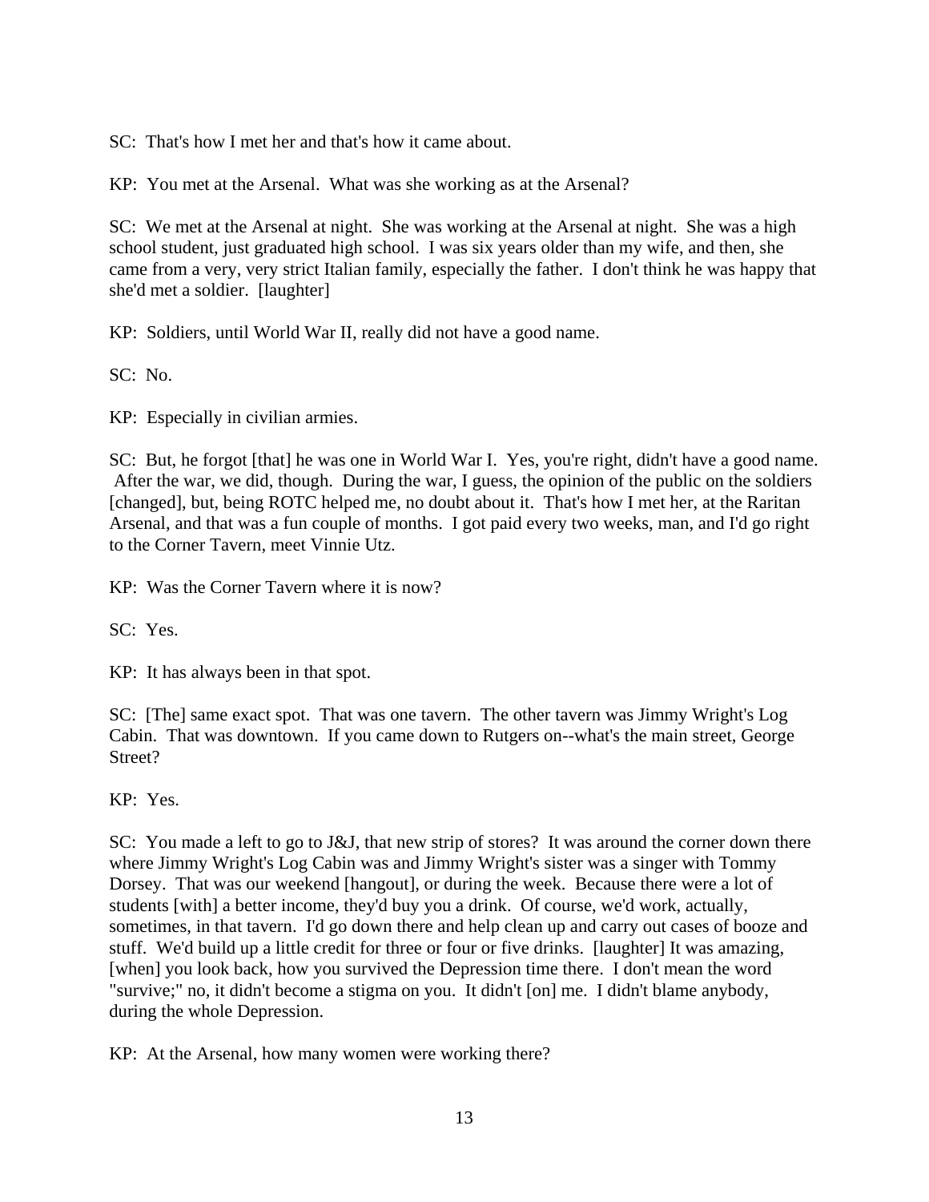SC: That's how I met her and that's how it came about.

KP: You met at the Arsenal. What was she working as at the Arsenal?

SC: We met at the Arsenal at night. She was working at the Arsenal at night. She was a high school student, just graduated high school. I was six years older than my wife, and then, she came from a very, very strict Italian family, especially the father. I don't think he was happy that she'd met a soldier. [laughter]

KP: Soldiers, until World War II, really did not have a good name.

SC: No.

KP: Especially in civilian armies.

SC: But, he forgot [that] he was one in World War I. Yes, you're right, didn't have a good name. After the war, we did, though. During the war, I guess, the opinion of the public on the soldiers [changed], but, being ROTC helped me, no doubt about it. That's how I met her, at the Raritan Arsenal, and that was a fun couple of months. I got paid every two weeks, man, and I'd go right to the Corner Tavern, meet Vinnie Utz.

KP: Was the Corner Tavern where it is now?

SC: Yes.

KP: It has always been in that spot.

SC: [The] same exact spot. That was one tavern. The other tavern was Jimmy Wright's Log Cabin. That was downtown. If you came down to Rutgers on--what's the main street, George Street?

KP: Yes.

SC: You made a left to go to J&J, that new strip of stores? It was around the corner down there where Jimmy Wright's Log Cabin was and Jimmy Wright's sister was a singer with Tommy Dorsey. That was our weekend [hangout], or during the week. Because there were a lot of students [with] a better income, they'd buy you a drink. Of course, we'd work, actually, sometimes, in that tavern. I'd go down there and help clean up and carry out cases of booze and stuff. We'd build up a little credit for three or four or five drinks. [laughter] It was amazing, [when] you look back, how you survived the Depression time there. I don't mean the word "survive;" no, it didn't become a stigma on you. It didn't [on] me. I didn't blame anybody, during the whole Depression.

KP: At the Arsenal, how many women were working there?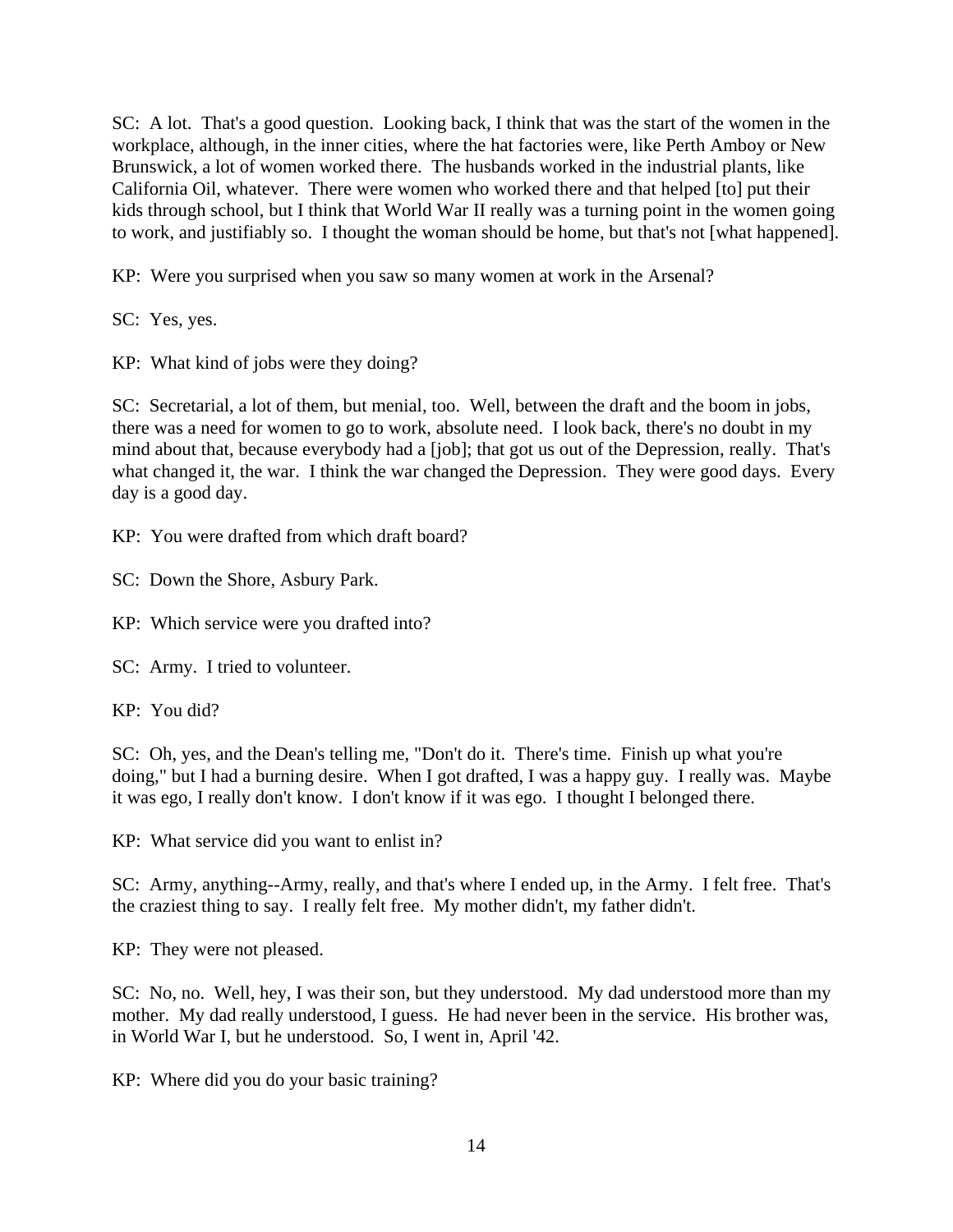SC: A lot. That's a good question. Looking back, I think that was the start of the women in the workplace, although, in the inner cities, where the hat factories were, like Perth Amboy or New Brunswick, a lot of women worked there. The husbands worked in the industrial plants, like California Oil, whatever. There were women who worked there and that helped [to] put their kids through school, but I think that World War II really was a turning point in the women going to work, and justifiably so. I thought the woman should be home, but that's not [what happened].

KP: Were you surprised when you saw so many women at work in the Arsenal?

SC: Yes, yes.

KP: What kind of jobs were they doing?

SC: Secretarial, a lot of them, but menial, too. Well, between the draft and the boom in jobs, there was a need for women to go to work, absolute need. I look back, there's no doubt in my mind about that, because everybody had a [job]; that got us out of the Depression, really. That's what changed it, the war. I think the war changed the Depression. They were good days. Every day is a good day.

KP: You were drafted from which draft board?

SC: Down the Shore, Asbury Park.

KP: Which service were you drafted into?

SC: Army. I tried to volunteer.

KP: You did?

SC: Oh, yes, and the Dean's telling me, "Don't do it. There's time. Finish up what you're doing," but I had a burning desire. When I got drafted, I was a happy guy. I really was. Maybe it was ego, I really don't know. I don't know if it was ego. I thought I belonged there.

KP: What service did you want to enlist in?

SC: Army, anything--Army, really, and that's where I ended up, in the Army. I felt free. That's the craziest thing to say. I really felt free. My mother didn't, my father didn't.

KP: They were not pleased.

SC: No, no. Well, hey, I was their son, but they understood. My dad understood more than my mother. My dad really understood, I guess. He had never been in the service. His brother was, in World War I, but he understood. So, I went in, April '42.

KP: Where did you do your basic training?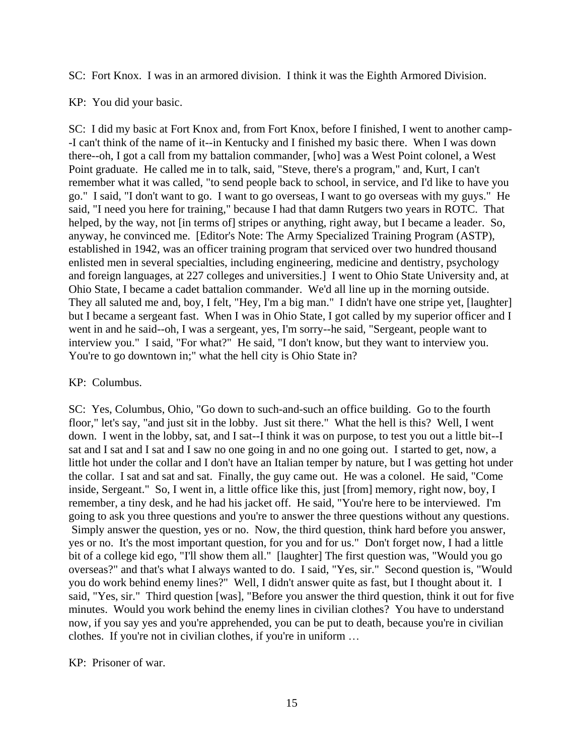SC: Fort Knox. I was in an armored division. I think it was the Eighth Armored Division.

KP: You did your basic.

SC: I did my basic at Fort Knox and, from Fort Knox, before I finished, I went to another camp--I can't think of the name of it--in Kentucky and I finished my basic there. When I was down there--oh, I got a call from my battalion commander, [who] was a West Point colonel, a West Point graduate. He called me in to talk, said, "Steve, there's a program," and, Kurt, I can't remember what it was called, "to send people back to school, in service, and I'd like to have you go." I said, "I don't want to go. I want to go overseas, I want to go overseas with my guys." He said, "I need you here for training," because I had that damn Rutgers two years in ROTC. That helped, by the way, not [in terms of] stripes or anything, right away, but I became a leader. So, anyway, he convinced me. [Editor's Note: The Army Specialized Training Program (ASTP), established in 1942, was an officer training program that serviced over two hundred thousand enlisted men in several specialties, including engineering, medicine and dentistry, psychology and foreign languages, at 227 colleges and universities.] I went to Ohio State University and, at Ohio State, I became a cadet battalion commander. We'd all line up in the morning outside. They all saluted me and, boy, I felt, "Hey, I'm a big man." I didn't have one stripe yet, [laughter] but I became a sergeant fast. When I was in Ohio State, I got called by my superior officer and I went in and he said--oh, I was a sergeant, yes, I'm sorry--he said, "Sergeant, people want to interview you." I said, "For what?" He said, "I don't know, but they want to interview you. You're to go downtown in;" what the hell city is Ohio State in?

KP: Columbus.

SC: Yes, Columbus, Ohio, "Go down to such-and-such an office building. Go to the fourth floor," let's say, "and just sit in the lobby. Just sit there." What the hell is this? Well, I went down. I went in the lobby, sat, and I sat--I think it was on purpose, to test you out a little bit--I sat and I sat and I sat and I saw no one going in and no one going out. I started to get, now, a little hot under the collar and I don't have an Italian temper by nature, but I was getting hot under the collar. I sat and sat and sat. Finally, the guy came out. He was a colonel. He said, "Come inside, Sergeant." So, I went in, a little office like this, just [from] memory, right now, boy, I remember, a tiny desk, and he had his jacket off. He said, "You're here to be interviewed. I'm going to ask you three questions and you're to answer the three questions without any questions. Simply answer the question, yes or no. Now, the third question, think hard before you answer, yes or no. It's the most important question, for you and for us." Don't forget now, I had a little bit of a college kid ego, "I'll show them all." [laughter] The first question was, "Would you go overseas?" and that's what I always wanted to do. I said, "Yes, sir." Second question is, "Would you do work behind enemy lines?" Well, I didn't answer quite as fast, but I thought about it. I said, "Yes, sir." Third question [was], "Before you answer the third question, think it out for five minutes. Would you work behind the enemy lines in civilian clothes? You have to understand now, if you say yes and you're apprehended, you can be put to death, because you're in civilian clothes. If you're not in civilian clothes, if you're in uniform …

KP: Prisoner of war.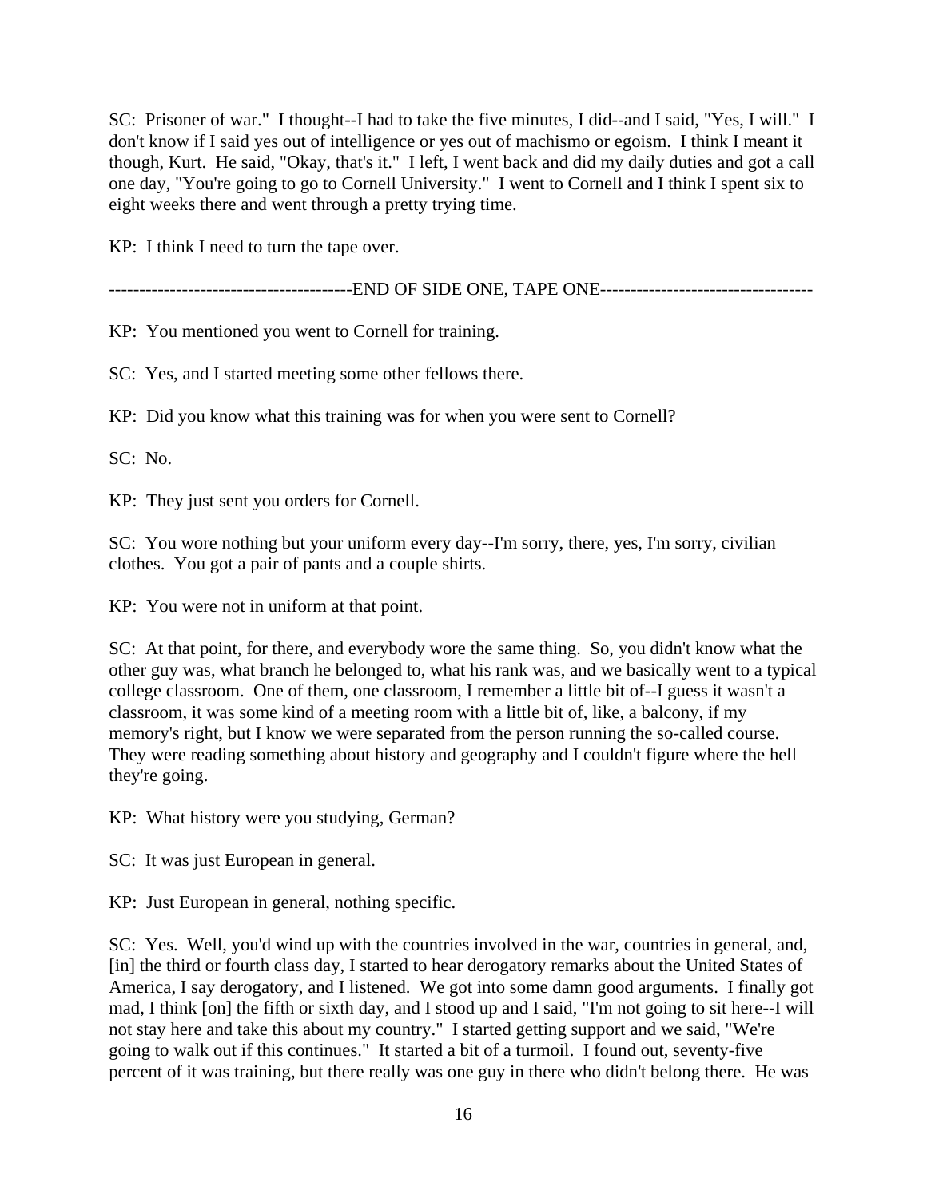SC: Prisoner of war." I thought--I had to take the five minutes, I did--and I said, "Yes, I will." I don't know if I said yes out of intelligence or yes out of machismo or egoism. I think I meant it though, Kurt. He said, "Okay, that's it." I left, I went back and did my daily duties and got a call one day, "You're going to go to Cornell University." I went to Cornell and I think I spent six to eight weeks there and went through a pretty trying time.

KP: I think I need to turn the tape over.

----------------------------------------END OF SIDE ONE, TAPE ONE-----------------------------------

KP: You mentioned you went to Cornell for training.

SC: Yes, and I started meeting some other fellows there.

KP: Did you know what this training was for when you were sent to Cornell?

SC: No.

KP: They just sent you orders for Cornell.

SC: You wore nothing but your uniform every day--I'm sorry, there, yes, I'm sorry, civilian clothes. You got a pair of pants and a couple shirts.

KP: You were not in uniform at that point.

SC: At that point, for there, and everybody wore the same thing. So, you didn't know what the other guy was, what branch he belonged to, what his rank was, and we basically went to a typical college classroom. One of them, one classroom, I remember a little bit of--I guess it wasn't a classroom, it was some kind of a meeting room with a little bit of, like, a balcony, if my memory's right, but I know we were separated from the person running the so-called course. They were reading something about history and geography and I couldn't figure where the hell they're going.

KP: What history were you studying, German?

SC: It was just European in general.

KP: Just European in general, nothing specific.

SC: Yes. Well, you'd wind up with the countries involved in the war, countries in general, and, [in] the third or fourth class day, I started to hear derogatory remarks about the United States of America, I say derogatory, and I listened. We got into some damn good arguments. I finally got mad, I think [on] the fifth or sixth day, and I stood up and I said, "I'm not going to sit here--I will not stay here and take this about my country." I started getting support and we said, "We're going to walk out if this continues." It started a bit of a turmoil. I found out, seventy-five percent of it was training, but there really was one guy in there who didn't belong there. He was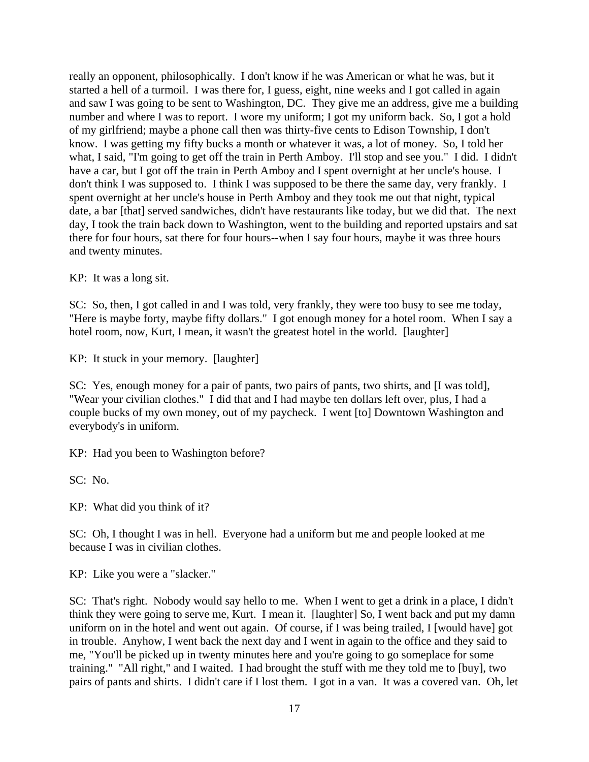really an opponent, philosophically. I don't know if he was American or what he was, but it started a hell of a turmoil. I was there for, I guess, eight, nine weeks and I got called in again and saw I was going to be sent to Washington, DC. They give me an address, give me a building number and where I was to report. I wore my uniform; I got my uniform back. So, I got a hold of my girlfriend; maybe a phone call then was thirty-five cents to Edison Township, I don't know. I was getting my fifty bucks a month or whatever it was, a lot of money. So, I told her what, I said, "I'm going to get off the train in Perth Amboy. I'll stop and see you." I did. I didn't have a car, but I got off the train in Perth Amboy and I spent overnight at her uncle's house. I don't think I was supposed to. I think I was supposed to be there the same day, very frankly. I spent overnight at her uncle's house in Perth Amboy and they took me out that night, typical date, a bar [that] served sandwiches, didn't have restaurants like today, but we did that. The next day, I took the train back down to Washington, went to the building and reported upstairs and sat there for four hours, sat there for four hours--when I say four hours, maybe it was three hours and twenty minutes.

KP: It was a long sit.

SC: So, then, I got called in and I was told, very frankly, they were too busy to see me today, "Here is maybe forty, maybe fifty dollars." I got enough money for a hotel room. When I say a hotel room, now, Kurt, I mean, it wasn't the greatest hotel in the world. [laughter]

KP: It stuck in your memory. [laughter]

SC: Yes, enough money for a pair of pants, two pairs of pants, two shirts, and [I was told], "Wear your civilian clothes." I did that and I had maybe ten dollars left over, plus, I had a couple bucks of my own money, out of my paycheck. I went [to] Downtown Washington and everybody's in uniform.

KP: Had you been to Washington before?

SC: No.

KP: What did you think of it?

SC: Oh, I thought I was in hell. Everyone had a uniform but me and people looked at me because I was in civilian clothes.

KP: Like you were a "slacker."

SC: That's right. Nobody would say hello to me. When I went to get a drink in a place, I didn't think they were going to serve me, Kurt. I mean it. [laughter] So, I went back and put my damn uniform on in the hotel and went out again. Of course, if I was being trailed, I [would have] got in trouble. Anyhow, I went back the next day and I went in again to the office and they said to me, "You'll be picked up in twenty minutes here and you're going to go someplace for some training." "All right," and I waited. I had brought the stuff with me they told me to [buy], two pairs of pants and shirts. I didn't care if I lost them. I got in a van. It was a covered van. Oh, let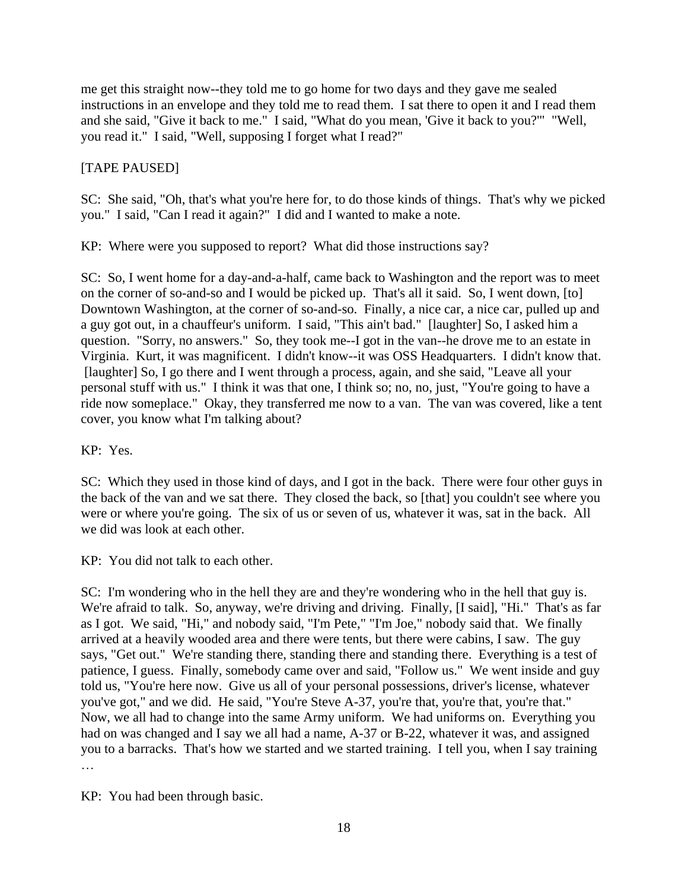me get this straight now--they told me to go home for two days and they gave me sealed instructions in an envelope and they told me to read them. I sat there to open it and I read them and she said, "Give it back to me." I said, "What do you mean, 'Give it back to you?'" "Well, you read it." I said, "Well, supposing I forget what I read?"

[TAPE PAUSED]

SC: She said, "Oh, that's what you're here for, to do those kinds of things. That's why we picked you." I said, "Can I read it again?" I did and I wanted to make a note.

KP: Where were you supposed to report? What did those instructions say?

SC: So, I went home for a day-and-a-half, came back to Washington and the report was to meet on the corner of so-and-so and I would be picked up. That's all it said. So, I went down, [to] Downtown Washington, at the corner of so-and-so. Finally, a nice car, a nice car, pulled up and a guy got out, in a chauffeur's uniform. I said, "This ain't bad." [laughter] So, I asked him a question. "Sorry, no answers." So, they took me--I got in the van--he drove me to an estate in Virginia. Kurt, it was magnificent. I didn't know--it was OSS Headquarters. I didn't know that. [laughter] So, I go there and I went through a process, again, and she said, "Leave all your personal stuff with us." I think it was that one, I think so; no, no, just, "You're going to have a ride now someplace." Okay, they transferred me now to a van. The van was covered, like a tent cover, you know what I'm talking about?

KP: Yes.

SC: Which they used in those kind of days, and I got in the back. There were four other guys in the back of the van and we sat there. They closed the back, so [that] you couldn't see where you were or where you're going. The six of us or seven of us, whatever it was, sat in the back. All we did was look at each other.

KP: You did not talk to each other.

SC: I'm wondering who in the hell they are and they're wondering who in the hell that guy is. We're afraid to talk. So, anyway, we're driving and driving. Finally, [I said], "Hi." That's as far as I got. We said, "Hi," and nobody said, "I'm Pete," "I'm Joe," nobody said that. We finally arrived at a heavily wooded area and there were tents, but there were cabins, I saw. The guy says, "Get out." We're standing there, standing there and standing there. Everything is a test of patience, I guess. Finally, somebody came over and said, "Follow us." We went inside and guy told us, "You're here now. Give us all of your personal possessions, driver's license, whatever you've got," and we did. He said, "You're Steve A-37, you're that, you're that, you're that." Now, we all had to change into the same Army uniform. We had uniforms on. Everything you had on was changed and I say we all had a name, A-37 or B-22, whatever it was, and assigned you to a barracks. That's how we started and we started training. I tell you, when I say training …

KP: You had been through basic.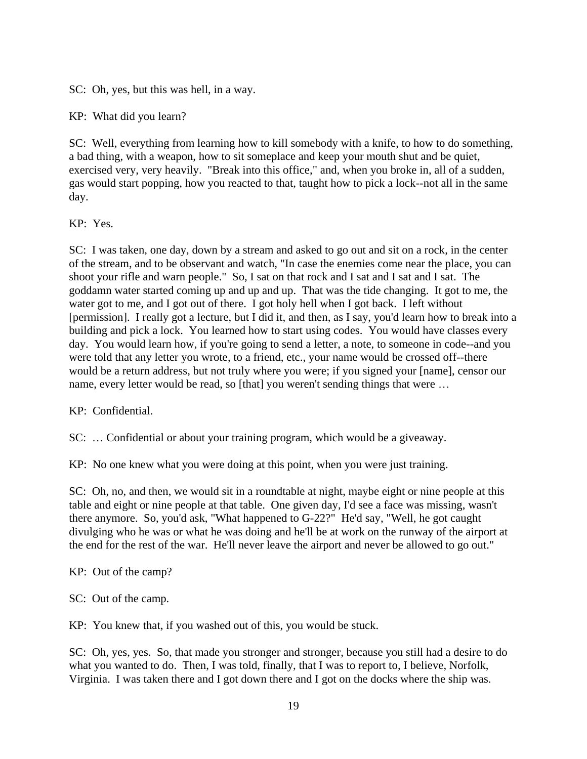SC: Oh, yes, but this was hell, in a way.

KP: What did you learn?

SC: Well, everything from learning how to kill somebody with a knife, to how to do something, a bad thing, with a weapon, how to sit someplace and keep your mouth shut and be quiet, exercised very, very heavily. "Break into this office," and, when you broke in, all of a sudden, gas would start popping, how you reacted to that, taught how to pick a lock--not all in the same day.

KP: Yes.

SC: I was taken, one day, down by a stream and asked to go out and sit on a rock, in the center of the stream, and to be observant and watch, "In case the enemies come near the place, you can shoot your rifle and warn people." So, I sat on that rock and I sat and I sat and I sat. The goddamn water started coming up and up and up. That was the tide changing. It got to me, the water got to me, and I got out of there. I got holy hell when I got back. I left without [permission]. I really got a lecture, but I did it, and then, as I say, you'd learn how to break into a building and pick a lock. You learned how to start using codes. You would have classes every day. You would learn how, if you're going to send a letter, a note, to someone in code--and you were told that any letter you wrote, to a friend, etc., your name would be crossed off--there would be a return address, but not truly where you were; if you signed your [name], censor our name, every letter would be read, so [that] you weren't sending things that were …

KP: Confidential.

SC: … Confidential or about your training program, which would be a giveaway.

KP: No one knew what you were doing at this point, when you were just training.

SC: Oh, no, and then, we would sit in a roundtable at night, maybe eight or nine people at this table and eight or nine people at that table. One given day, I'd see a face was missing, wasn't there anymore. So, you'd ask, "What happened to G-22?" He'd say, "Well, he got caught divulging who he was or what he was doing and he'll be at work on the runway of the airport at the end for the rest of the war. He'll never leave the airport and never be allowed to go out."

KP: Out of the camp?

SC: Out of the camp.

KP: You knew that, if you washed out of this, you would be stuck.

SC: Oh, yes, yes. So, that made you stronger and stronger, because you still had a desire to do what you wanted to do. Then, I was told, finally, that I was to report to, I believe, Norfolk, Virginia. I was taken there and I got down there and I got on the docks where the ship was.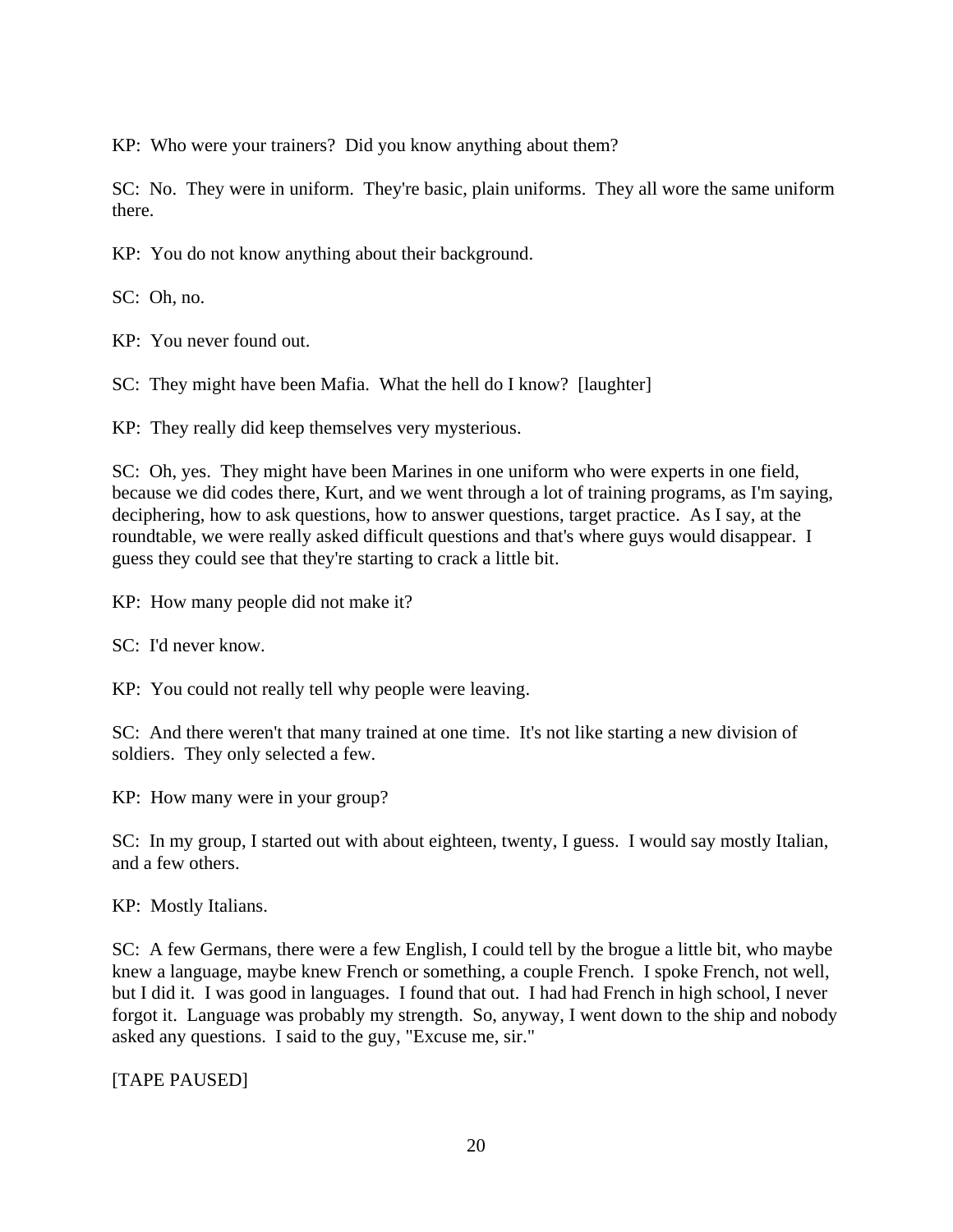KP: Who were your trainers? Did you know anything about them?

SC: No. They were in uniform. They're basic, plain uniforms. They all wore the same uniform there.

KP: You do not know anything about their background.

SC: Oh, no.

KP: You never found out.

SC: They might have been Mafia. What the hell do I know? [laughter]

KP: They really did keep themselves very mysterious.

SC: Oh, yes. They might have been Marines in one uniform who were experts in one field, because we did codes there, Kurt, and we went through a lot of training programs, as I'm saying, deciphering, how to ask questions, how to answer questions, target practice. As I say, at the roundtable, we were really asked difficult questions and that's where guys would disappear. I guess they could see that they're starting to crack a little bit.

KP: How many people did not make it?

SC: I'd never know.

KP: You could not really tell why people were leaving.

SC: And there weren't that many trained at one time. It's not like starting a new division of soldiers. They only selected a few.

KP: How many were in your group?

SC: In my group, I started out with about eighteen, twenty, I guess. I would say mostly Italian, and a few others.

KP: Mostly Italians.

SC: A few Germans, there were a few English, I could tell by the brogue a little bit, who maybe knew a language, maybe knew French or something, a couple French. I spoke French, not well, but I did it. I was good in languages. I found that out. I had had French in high school, I never forgot it. Language was probably my strength. So, anyway, I went down to the ship and nobody asked any questions. I said to the guy, "Excuse me, sir."

[TAPE PAUSED]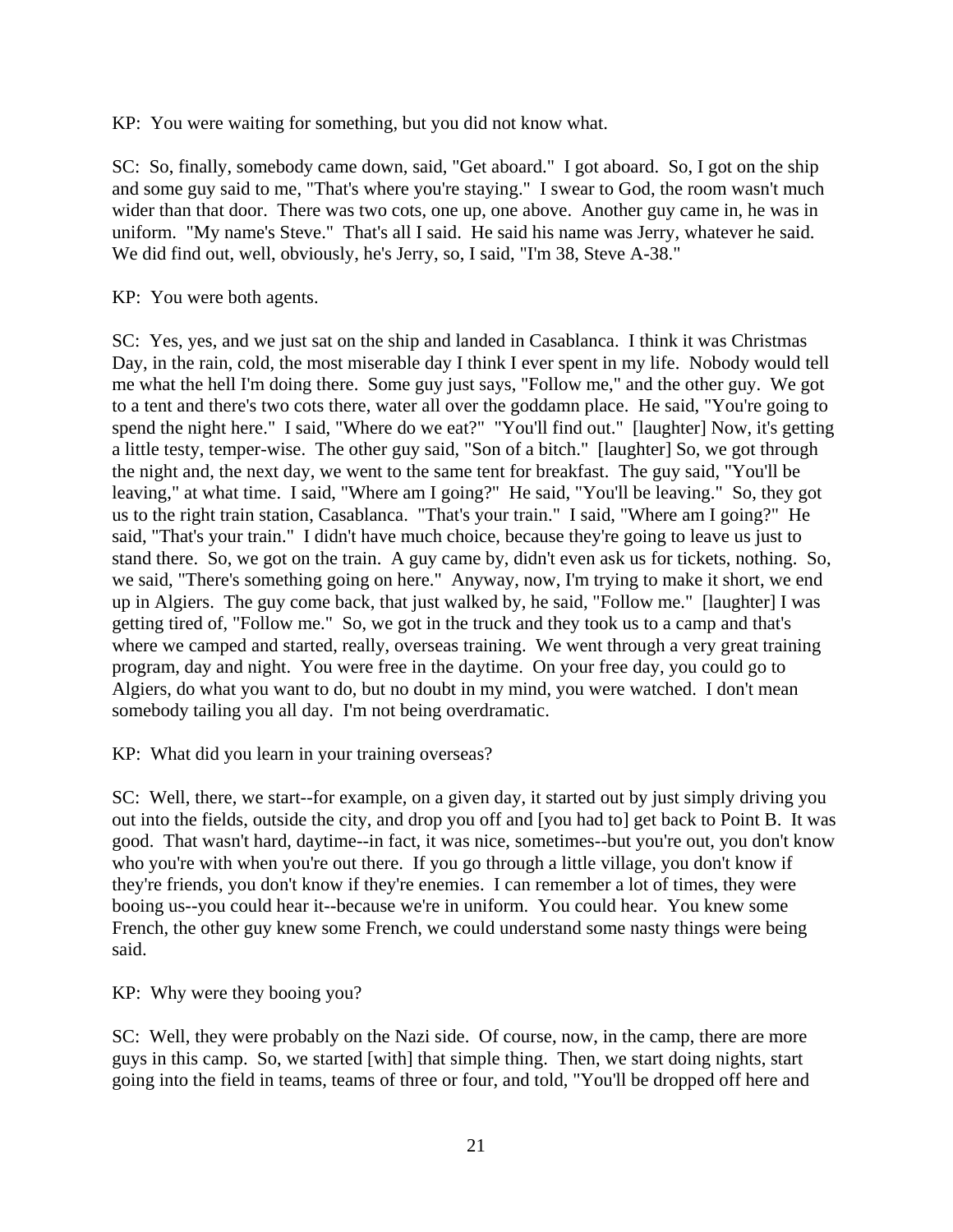KP: You were waiting for something, but you did not know what.

SC: So, finally, somebody came down, said, "Get aboard." I got aboard. So, I got on the ship and some guy said to me, "That's where you're staying." I swear to God, the room wasn't much wider than that door. There was two cots, one up, one above. Another guy came in, he was in uniform. "My name's Steve." That's all I said. He said his name was Jerry, whatever he said. We did find out, well, obviously, he's Jerry, so, I said, "I'm 38, Steve A-38."

KP: You were both agents.

SC: Yes, yes, and we just sat on the ship and landed in Casablanca. I think it was Christmas Day, in the rain, cold, the most miserable day I think I ever spent in my life. Nobody would tell me what the hell I'm doing there. Some guy just says, "Follow me," and the other guy. We got to a tent and there's two cots there, water all over the goddamn place. He said, "You're going to spend the night here." I said, "Where do we eat?" "You'll find out." [laughter] Now, it's getting a little testy, temper-wise. The other guy said, "Son of a bitch." [laughter] So, we got through the night and, the next day, we went to the same tent for breakfast. The guy said, "You'll be leaving," at what time. I said, "Where am I going?" He said, "You'll be leaving." So, they got us to the right train station, Casablanca. "That's your train." I said, "Where am I going?" He said, "That's your train." I didn't have much choice, because they're going to leave us just to stand there. So, we got on the train. A guy came by, didn't even ask us for tickets, nothing. So, we said, "There's something going on here." Anyway, now, I'm trying to make it short, we end up in Algiers. The guy come back, that just walked by, he said, "Follow me." [laughter] I was getting tired of, "Follow me." So, we got in the truck and they took us to a camp and that's where we camped and started, really, overseas training. We went through a very great training program, day and night. You were free in the daytime. On your free day, you could go to Algiers, do what you want to do, but no doubt in my mind, you were watched. I don't mean somebody tailing you all day. I'm not being overdramatic.

KP: What did you learn in your training overseas?

SC: Well, there, we start--for example, on a given day, it started out by just simply driving you out into the fields, outside the city, and drop you off and [you had to] get back to Point B. It was good. That wasn't hard, daytime--in fact, it was nice, sometimes--but you're out, you don't know who you're with when you're out there. If you go through a little village, you don't know if they're friends, you don't know if they're enemies. I can remember a lot of times, they were booing us--you could hear it--because we're in uniform. You could hear. You knew some French, the other guy knew some French, we could understand some nasty things were being said.

KP: Why were they booing you?

SC: Well, they were probably on the Nazi side. Of course, now, in the camp, there are more guys in this camp. So, we started [with] that simple thing. Then, we start doing nights, start going into the field in teams, teams of three or four, and told, "You'll be dropped off here and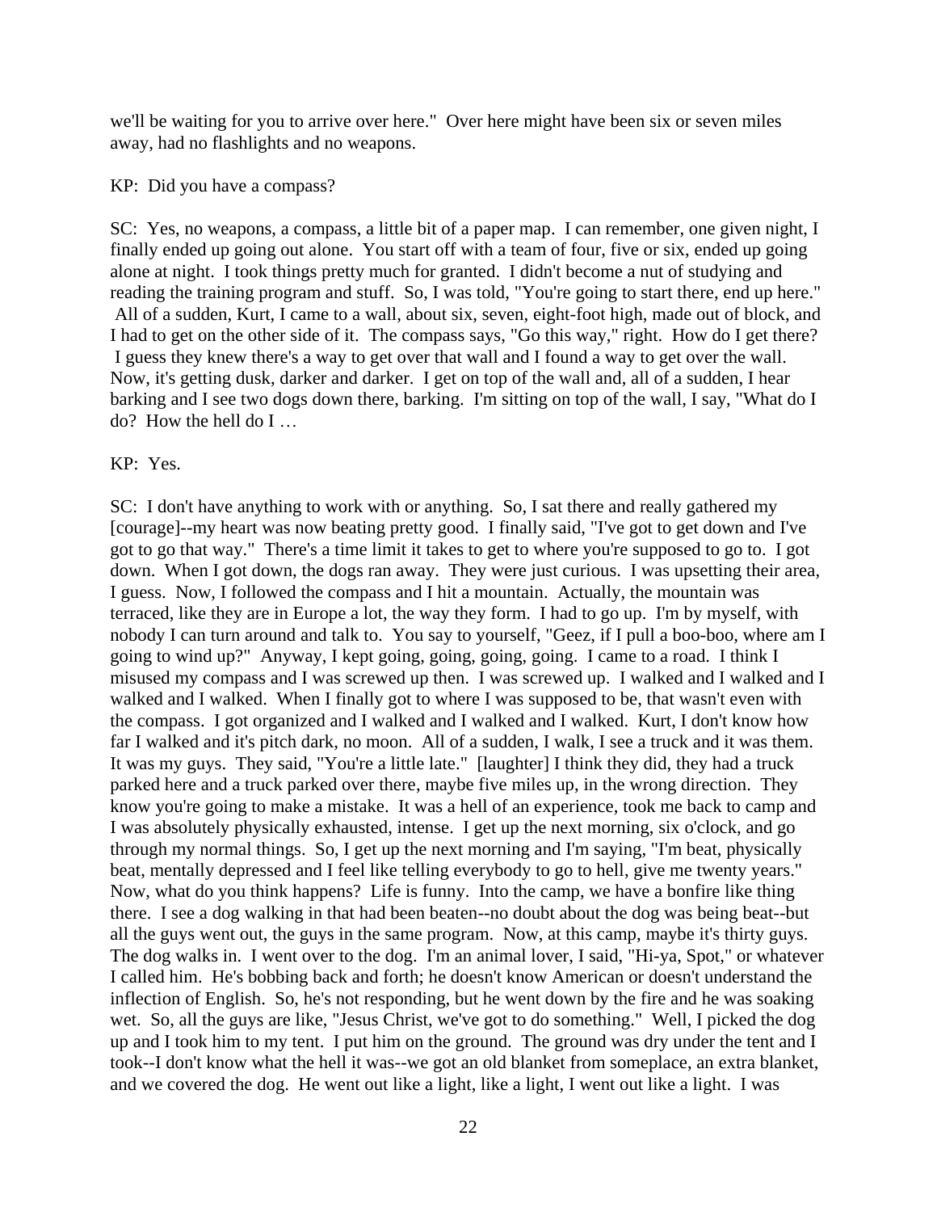we'll be waiting for you to arrive over here." Over here might have been six or seven miles away, had no flashlights and no weapons.

KP: Did you have a compass?

SC: Yes, no weapons, a compass, a little bit of a paper map. I can remember, one given night, I finally ended up going out alone. You start off with a team of four, five or six, ended up going alone at night. I took things pretty much for granted. I didn't become a nut of studying and reading the training program and stuff. So, I was told, "You're going to start there, end up here." All of a sudden, Kurt, I came to a wall, about six, seven, eight-foot high, made out of block, and I had to get on the other side of it. The compass says, "Go this way," right. How do I get there? I guess they knew there's a way to get over that wall and I found a way to get over the wall. Now, it's getting dusk, darker and darker. I get on top of the wall and, all of a sudden, I hear barking and I see two dogs down there, barking. I'm sitting on top of the wall, I say, "What do I do? How the hell do I …

KP: Yes.

SC: I don't have anything to work with or anything. So, I sat there and really gathered my [courage]--my heart was now beating pretty good. I finally said, "I've got to get down and I've got to go that way." There's a time limit it takes to get to where you're supposed to go to. I got down. When I got down, the dogs ran away. They were just curious. I was upsetting their area, I guess. Now, I followed the compass and I hit a mountain. Actually, the mountain was terraced, like they are in Europe a lot, the way they form. I had to go up. I'm by myself, with nobody I can turn around and talk to. You say to yourself, "Geez, if I pull a boo-boo, where am I going to wind up?" Anyway, I kept going, going, going, going. I came to a road. I think I misused my compass and I was screwed up then. I was screwed up. I walked and I walked and I walked and I walked. When I finally got to where I was supposed to be, that wasn't even with the compass. I got organized and I walked and I walked and I walked. Kurt, I don't know how far I walked and it's pitch dark, no moon. All of a sudden, I walk, I see a truck and it was them. It was my guys. They said, "You're a little late." [laughter] I think they did, they had a truck parked here and a truck parked over there, maybe five miles up, in the wrong direction. They know you're going to make a mistake. It was a hell of an experience, took me back to camp and I was absolutely physically exhausted, intense. I get up the next morning, six o'clock, and go through my normal things. So, I get up the next morning and I'm saying, "I'm beat, physically beat, mentally depressed and I feel like telling everybody to go to hell, give me twenty years." Now, what do you think happens? Life is funny. Into the camp, we have a bonfire like thing there. I see a dog walking in that had been beaten--no doubt about the dog was being beat--but all the guys went out, the guys in the same program. Now, at this camp, maybe it's thirty guys. The dog walks in. I went over to the dog. I'm an animal lover, I said, "Hi-ya, Spot," or whatever I called him. He's bobbing back and forth; he doesn't know American or doesn't understand the inflection of English. So, he's not responding, but he went down by the fire and he was soaking wet. So, all the guys are like, "Jesus Christ, we've got to do something." Well, I picked the dog up and I took him to my tent. I put him on the ground. The ground was dry under the tent and I took--I don't know what the hell it was--we got an old blanket from someplace, an extra blanket, and we covered the dog. He went out like a light, like a light, I went out like a light. I was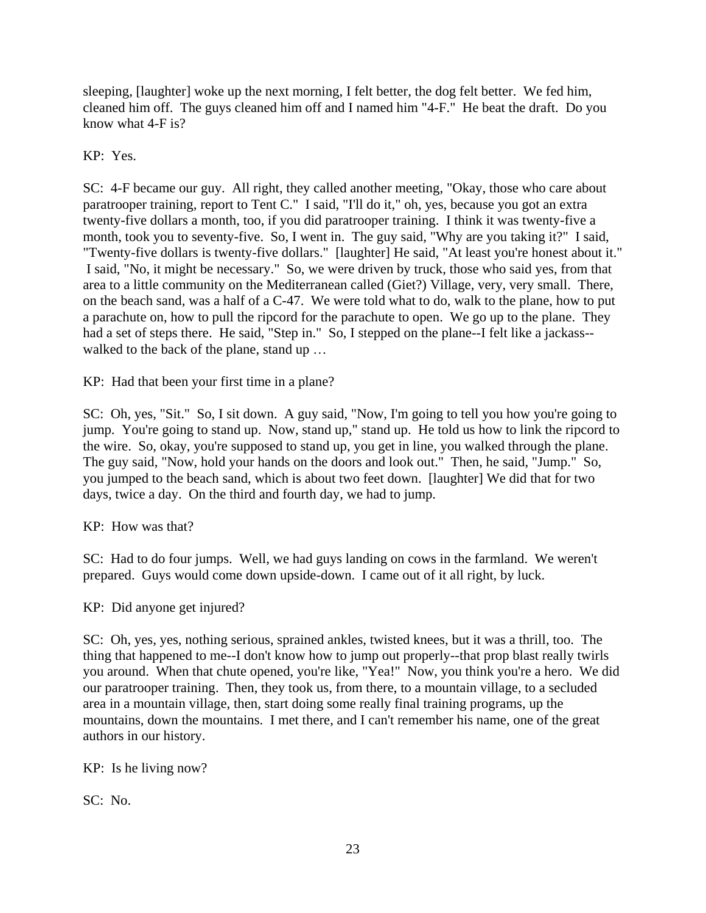sleeping, [laughter] woke up the next morning, I felt better, the dog felt better. We fed him, cleaned him off. The guys cleaned him off and I named him "4-F." He beat the draft. Do you know what 4-F is?

KP: Yes.

SC: 4-F became our guy. All right, they called another meeting, "Okay, those who care about paratrooper training, report to Tent C." I said, "I'll do it," oh, yes, because you got an extra twenty-five dollars a month, too, if you did paratrooper training. I think it was twenty-five a month, took you to seventy-five. So, I went in. The guy said, "Why are you taking it?" I said, "Twenty-five dollars is twenty-five dollars." [laughter] He said, "At least you're honest about it." I said, "No, it might be necessary." So, we were driven by truck, those who said yes, from that area to a little community on the Mediterranean called (Giet?) Village, very, very small. There, on the beach sand, was a half of a C-47. We were told what to do, walk to the plane, how to put a parachute on, how to pull the ripcord for the parachute to open. We go up to the plane. They had a set of steps there. He said, "Step in." So, I stepped on the plane--I felt like a jackass--walked to the back of the plane, stand up …

KP: Had that been your first time in a plane?

SC: Oh, yes, "Sit." So, I sit down. A guy said, "Now, I'm going to tell you how you're going to jump. You're going to stand up. Now, stand up," stand up. He told us how to link the ripcord to the wire. So, okay, you're supposed to stand up, you get in line, you walked through the plane. The guy said, "Now, hold your hands on the doors and look out." Then, he said, "Jump." So, you jumped to the beach sand, which is about two feet down. [laughter] We did that for two days, twice a day. On the third and fourth day, we had to jump.

KP: How was that?

SC: Had to do four jumps. Well, we had guys landing on cows in the farmland. We weren't prepared. Guys would come down upside-down. I came out of it all right, by luck.

KP: Did anyone get injured?

SC: Oh, yes, yes, nothing serious, sprained ankles, twisted knees, but it was a thrill, too. The thing that happened to me--I don't know how to jump out properly--that prop blast really twirls you around. When that chute opened, you're like, "Yea!" Now, you think you're a hero. We did our paratrooper training. Then, they took us, from there, to a mountain village, to a secluded area in a mountain village, then, start doing some really final training programs, up the mountains, down the mountains. I met there, and I can't remember his name, one of the great authors in our history.

KP: Is he living now?

SC: No.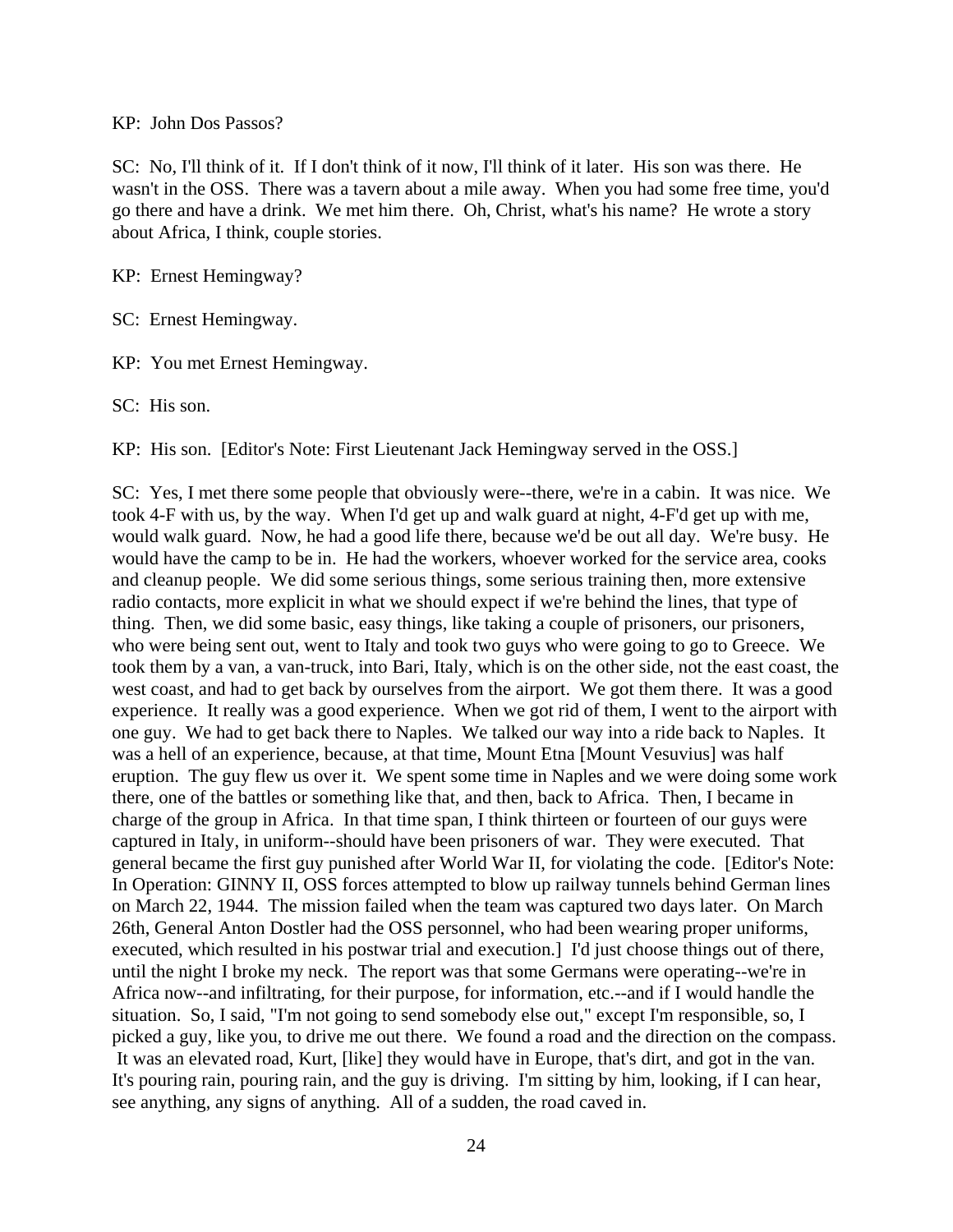KP: John Dos Passos?

SC: No, I'll think of it. If I don't think of it now, I'll think of it later. His son was there. He wasn't in the OSS. There was a tavern about a mile away. When you had some free time, you'd go there and have a drink. We met him there. Oh, Christ, what's his name? He wrote a story about Africa, I think, couple stories.

KP: Ernest Hemingway?

SC: Ernest Hemingway.

KP: You met Ernest Hemingway.

SC: His son.

KP: His son. [Editor's Note: First Lieutenant Jack Hemingway served in the OSS.]

SC: Yes, I met there some people that obviously were--there, we're in a cabin. It was nice. We took 4-F with us, by the way. When I'd get up and walk guard at night, 4-F'd get up with me, would walk guard. Now, he had a good life there, because we'd be out all day. We're busy. He would have the camp to be in. He had the workers, whoever worked for the service area, cooks and cleanup people. We did some serious things, some serious training then, more extensive radio contacts, more explicit in what we should expect if we're behind the lines, that type of thing. Then, we did some basic, easy things, like taking a couple of prisoners, our prisoners, who were being sent out, went to Italy and took two guys who were going to go to Greece. We took them by a van, a van-truck, into Bari, Italy, which is on the other side, not the east coast, the west coast, and had to get back by ourselves from the airport. We got them there. It was a good experience. It really was a good experience. When we got rid of them, I went to the airport with one guy. We had to get back there to Naples. We talked our way into a ride back to Naples. It was a hell of an experience, because, at that time, Mount Etna [Mount Vesuvius] was half eruption. The guy flew us over it. We spent some time in Naples and we were doing some work there, one of the battles or something like that, and then, back to Africa. Then, I became in charge of the group in Africa. In that time span, I think thirteen or fourteen of our guys were captured in Italy, in uniform--should have been prisoners of war. They were executed. That general became the first guy punished after World War II, for violating the code. [Editor's Note: In Operation: GINNY II, OSS forces attempted to blow up railway tunnels behind German lines on March 22, 1944. The mission failed when the team was captured two days later. On March 26th, General Anton Dostler had the OSS personnel, who had been wearing proper uniforms, executed, which resulted in his postwar trial and execution.] I'd just choose things out of there, until the night I broke my neck. The report was that some Germans were operating--we're in Africa now--and infiltrating, for their purpose, for information, etc.--and if I would handle the situation. So, I said, "I'm not going to send somebody else out," except I'm responsible, so, I picked a guy, like you, to drive me out there. We found a road and the direction on the compass. It was an elevated road, Kurt, [like] they would have in Europe, that's dirt, and got in the van. It's pouring rain, pouring rain, and the guy is driving. I'm sitting by him, looking, if I can hear, see anything, any signs of anything. All of a sudden, the road caved in.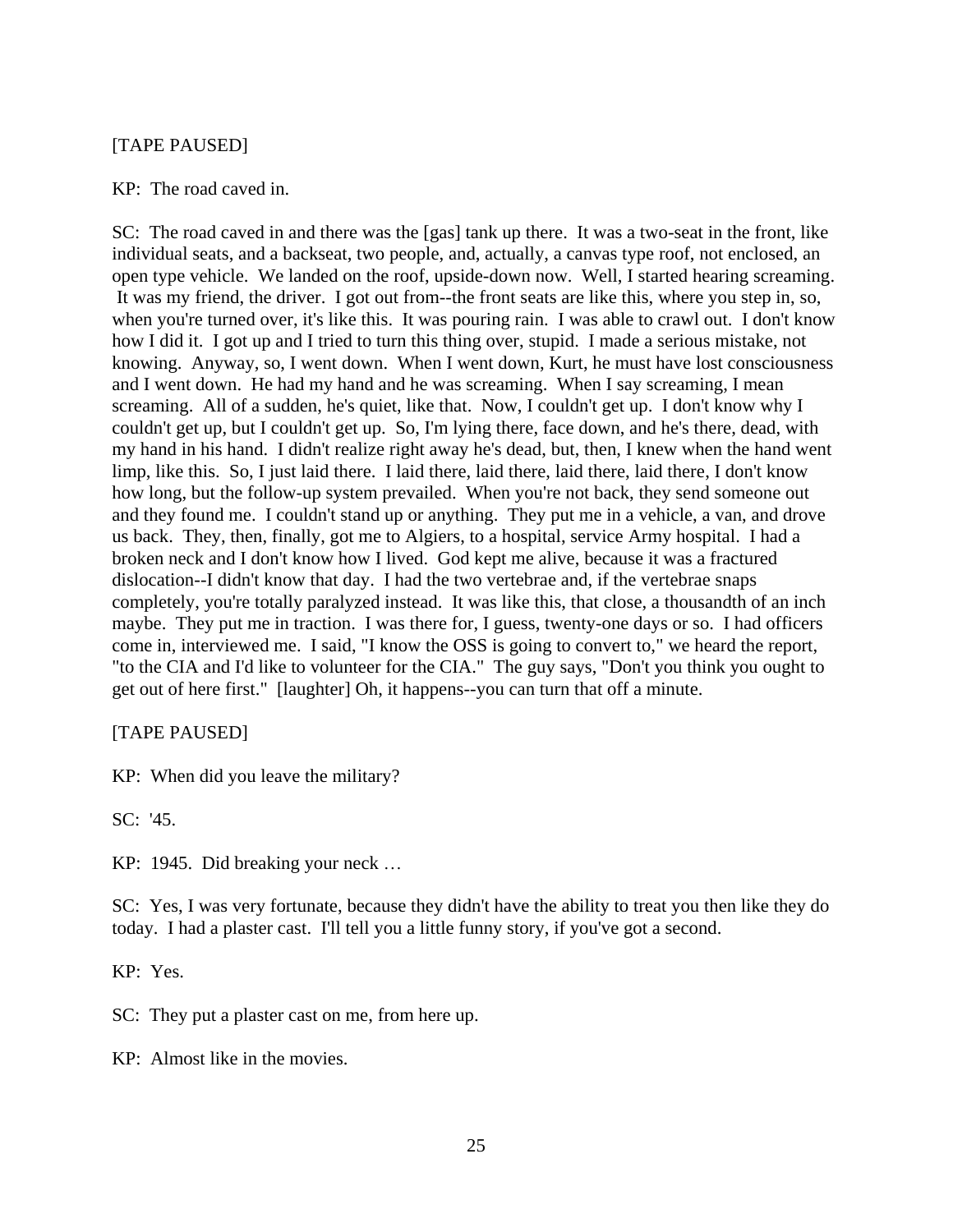[TAPE PAUSED]

KP: The road caved in.

SC: The road caved in and there was the [gas] tank up there. It was a two-seat in the front, like individual seats, and a backseat, two people, and, actually, a canvas type roof, not enclosed, an open type vehicle. We landed on the roof, upside-down now. Well, I started hearing screaming. It was my friend, the driver. I got out from--the front seats are like this, where you step in, so, when you're turned over, it's like this. It was pouring rain. I was able to crawl out. I don't know how I did it. I got up and I tried to turn this thing over, stupid. I made a serious mistake, not knowing. Anyway, so, I went down. When I went down, Kurt, he must have lost consciousness and I went down. He had my hand and he was screaming. When I say screaming, I mean screaming. All of a sudden, he's quiet, like that. Now, I couldn't get up. I don't know why I couldn't get up, but I couldn't get up. So, I'm lying there, face down, and he's there, dead, with my hand in his hand. I didn't realize right away he's dead, but, then, I knew when the hand went limp, like this. So, I just laid there. I laid there, laid there, laid there, laid there, I don't know how long, but the follow-up system prevailed. When you're not back, they send someone out and they found me. I couldn't stand up or anything. They put me in a vehicle, a van, and drove us back. They, then, finally, got me to Algiers, to a hospital, service Army hospital. I had a broken neck and I don't know how I lived. God kept me alive, because it was a fractured dislocation--I didn't know that day. I had the two vertebrae and, if the vertebrae snaps completely, you're totally paralyzed instead. It was like this, that close, a thousandth of an inch maybe. They put me in traction. I was there for, I guess, twenty-one days or so. I had officers come in, interviewed me. I said, "I know the OSS is going to convert to," we heard the report, "to the CIA and I'd like to volunteer for the CIA." The guy says, "Don't you think you ought to get out of here first." [laughter] Oh, it happens--you can turn that off a minute.

[TAPE PAUSED]

KP: When did you leave the military?

SC: '45.

KP: 1945. Did breaking your neck …

SC: Yes, I was very fortunate, because they didn't have the ability to treat you then like they do today. I had a plaster cast. I'll tell you a little funny story, if you've got a second.

KP: Yes.

SC: They put a plaster cast on me, from here up.

KP: Almost like in the movies.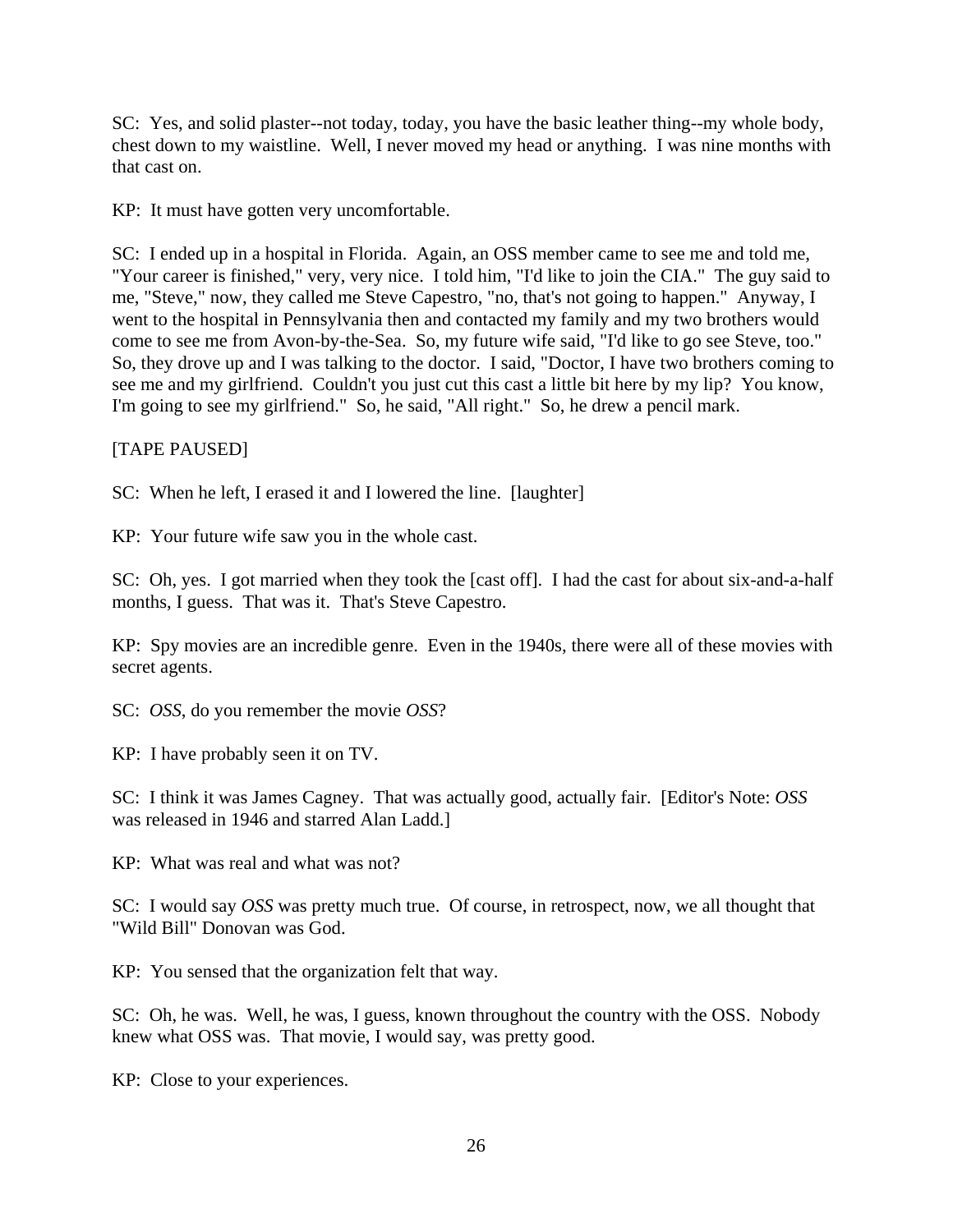SC: Yes, and solid plaster--not today, today, you have the basic leather thing--my whole body, chest down to my waistline. Well, I never moved my head or anything. I was nine months with that cast on.

KP: It must have gotten very uncomfortable.

SC: I ended up in a hospital in Florida. Again, an OSS member came to see me and told me, "Your career is finished," very, very nice. I told him, "I'd like to join the CIA." The guy said to me, "Steve," now, they called me Steve Capestro, "no, that's not going to happen." Anyway, I went to the hospital in Pennsylvania then and contacted my family and my two brothers would come to see me from Avon-by-the-Sea. So, my future wife said, "I'd like to go see Steve, too." So, they drove up and I was talking to the doctor. I said, "Doctor, I have two brothers coming to see me and my girlfriend. Couldn't you just cut this cast a little bit here by my lip? You know, I'm going to see my girlfriend." So, he said, "All right." So, he drew a pencil mark.

[TAPE PAUSED]

SC: When he left, I erased it and I lowered the line. [laughter]

KP: Your future wife saw you in the whole cast.

SC: Oh, yes. I got married when they took the [cast off]. I had the cast for about six-and-a-half months, I guess. That was it. That's Steve Capestro.

KP: Spy movies are an incredible genre. Even in the 1940s, there were all of these movies with secret agents.

SC: *OSS*, do you remember the movie *OSS*?

KP: I have probably seen it on TV.

SC: I think it was James Cagney. That was actually good, actually fair. [Editor's Note: *OSS* was released in 1946 and starred Alan Ladd.]

KP: What was real and what was not?

SC: I would say *OSS* was pretty much true. Of course, in retrospect, now, we all thought that "Wild Bill" Donovan was God.

KP: You sensed that the organization felt that way.

SC: Oh, he was. Well, he was, I guess, known throughout the country with the OSS. Nobody knew what OSS was. That movie, I would say, was pretty good.

KP: Close to your experiences.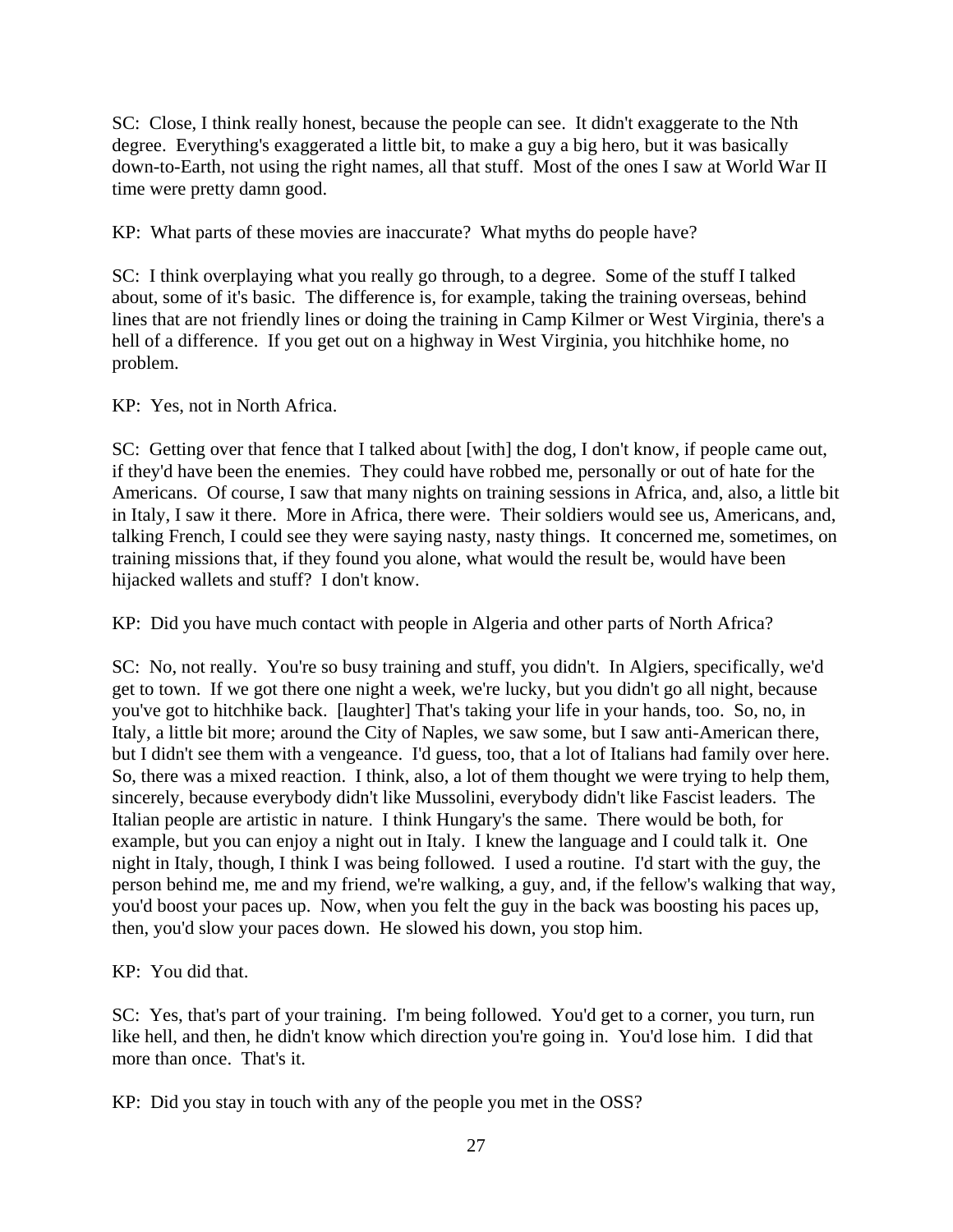SC: Close, I think really honest, because the people can see. It didn't exaggerate to the Nth degree. Everything's exaggerated a little bit, to make a guy a big hero, but it was basically down-to-Earth, not using the right names, all that stuff. Most of the ones I saw at World War II time were pretty damn good.

KP: What parts of these movies are inaccurate? What myths do people have?

SC: I think overplaying what you really go through, to a degree. Some of the stuff I talked about, some of it's basic. The difference is, for example, taking the training overseas, behind lines that are not friendly lines or doing the training in Camp Kilmer or West Virginia, there's a hell of a difference. If you get out on a highway in West Virginia, you hitchhike home, no problem.

KP: Yes, not in North Africa.

SC: Getting over that fence that I talked about [with] the dog, I don't know, if people came out, if they'd have been the enemies. They could have robbed me, personally or out of hate for the Americans. Of course, I saw that many nights on training sessions in Africa, and, also, a little bit in Italy, I saw it there. More in Africa, there were. Their soldiers would see us, Americans, and, talking French, I could see they were saying nasty, nasty things. It concerned me, sometimes, on training missions that, if they found you alone, what would the result be, would have been hijacked wallets and stuff? I don't know.

KP: Did you have much contact with people in Algeria and other parts of North Africa?

SC: No, not really. You're so busy training and stuff, you didn't. In Algiers, specifically, we'd get to town. If we got there one night a week, we're lucky, but you didn't go all night, because you've got to hitchhike back. [laughter] That's taking your life in your hands, too. So, no, in Italy, a little bit more; around the City of Naples, we saw some, but I saw anti-American there, but I didn't see them with a vengeance. I'd guess, too, that a lot of Italians had family over here. So, there was a mixed reaction. I think, also, a lot of them thought we were trying to help them, sincerely, because everybody didn't like Mussolini, everybody didn't like Fascist leaders. The Italian people are artistic in nature. I think Hungary's the same. There would be both, for example, but you can enjoy a night out in Italy. I knew the language and I could talk it. One night in Italy, though, I think I was being followed. I used a routine. I'd start with the guy, the person behind me, me and my friend, we're walking, a guy, and, if the fellow's walking that way, you'd boost your paces up. Now, when you felt the guy in the back was boosting his paces up, then, you'd slow your paces down. He slowed his down, you stop him.

KP: You did that.

SC: Yes, that's part of your training. I'm being followed. You'd get to a corner, you turn, run like hell, and then, he didn't know which direction you're going in. You'd lose him. I did that more than once. That's it.

KP: Did you stay in touch with any of the people you met in the OSS?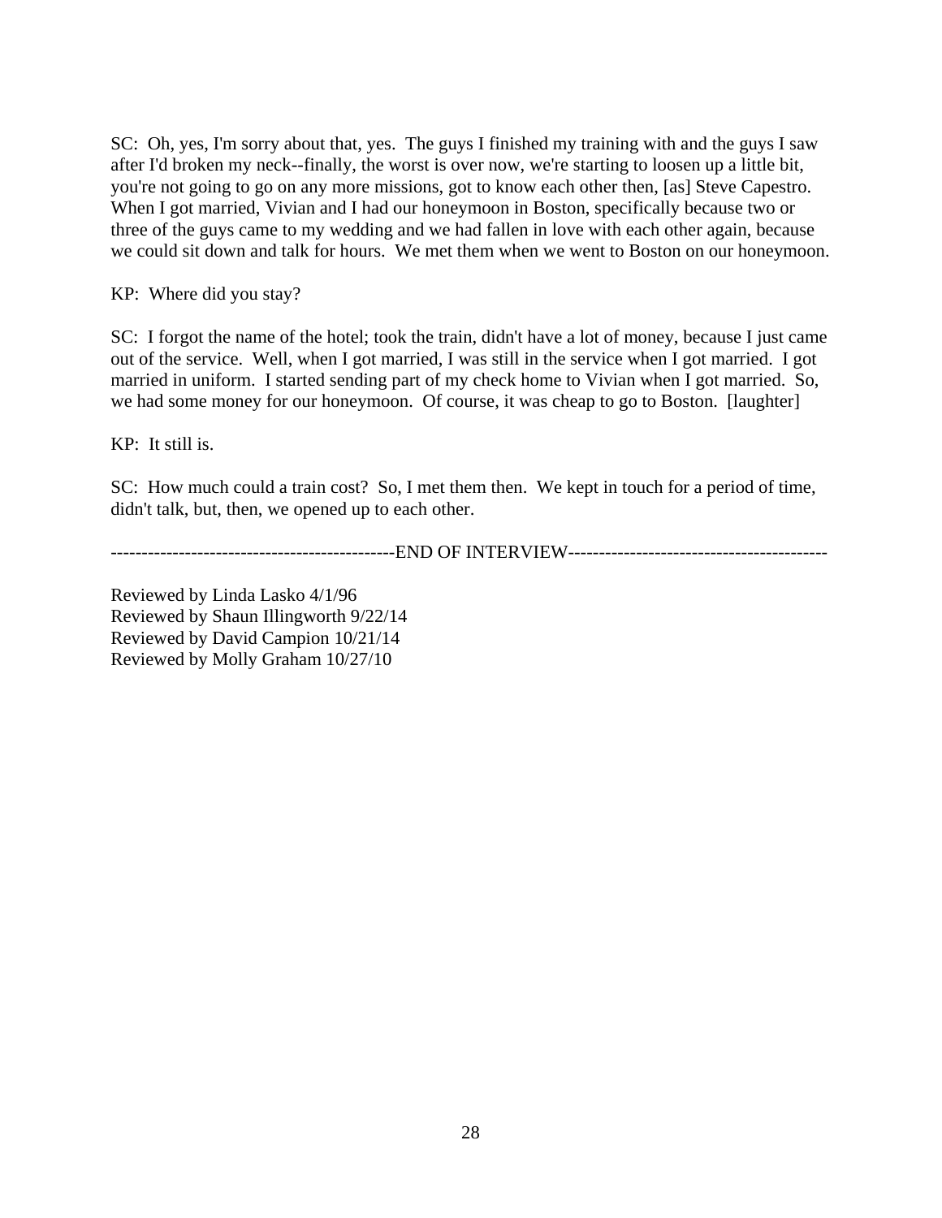SC: Oh, yes, I'm sorry about that, yes. The guys I finished my training with and the guys I saw after I'd broken my neck--finally, the worst is over now, we're starting to loosen up a little bit, you're not going to go on any more missions, got to know each other then, [as] Steve Capestro. When I got married, Vivian and I had our honeymoon in Boston, specifically because two or three of the guys came to my wedding and we had fallen in love with each other again, because we could sit down and talk for hours. We met them when we went to Boston on our honeymoon.

KP: Where did you stay?

SC: I forgot the name of the hotel; took the train, didn't have a lot of money, because I just came out of the service. Well, when I got married, I was still in the service when I got married. I got married in uniform. I started sending part of my check home to Vivian when I got married. So, we had some money for our honeymoon. Of course, it was cheap to go to Boston. [laughter]

KP: It still is.

SC: How much could a train cost? So, I met them then. We kept in touch for a period of time, didn't talk, but, then, we opened up to each other.

----------------------------------------------END OF INTERVIEW------------------------------------------

Reviewed by Linda Lasko 4/1/96
Reviewed by Shaun Illingworth 9/22/14
Reviewed by David Campion 10/21/14
Reviewed by Molly Graham 10/27/10